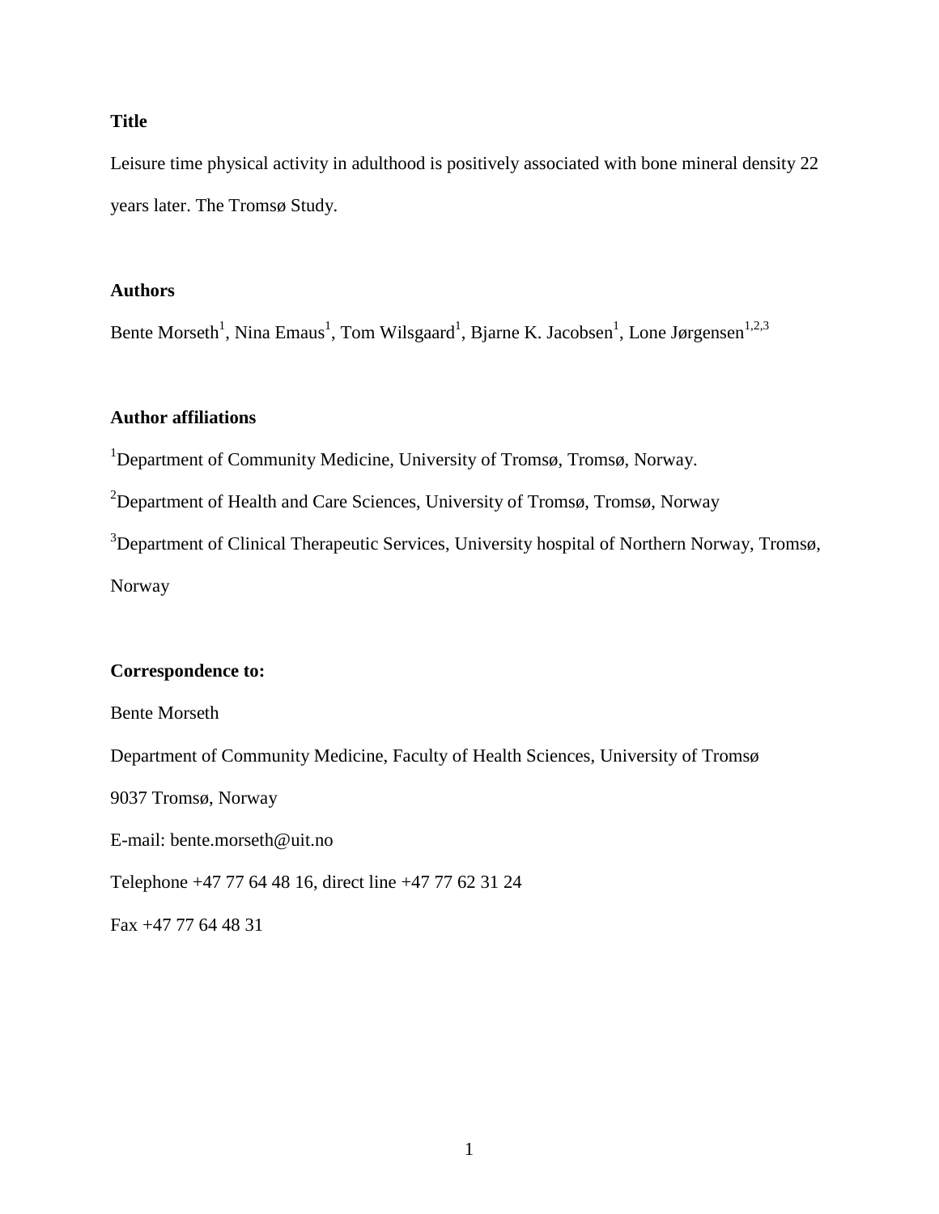**Title**

Leisure time physical activity in adulthood is positively associated with bone mineral density 22 years later. The Tromsø Study.

**Authors**

Bente Morseth[1], Nina Emaus[1], Tom Wilsgaard[1], Bjarne K. Jacobsen[1], Lone Jørgensen[1,2,3]

**Author affiliations**

[1]Department of Community Medicine, University of Tromsø, Tromsø, Norway.

[2]Department of Health and Care Sciences, University of Tromsø, Tromsø, Norway

[3]Department of Clinical Therapeutic Services, University hospital of Northern Norway, Tromsø, Norway

**Correspondence to:**

Bente Morseth

Department of Community Medicine, Faculty of Health Sciences, University of Tromsø

9037 Tromsø, Norway

E-mail: bente.morseth@uit.no

Telephone +47 77 64 48 16, direct line +47 77 62 31 24

Fax +47 77 64 48 31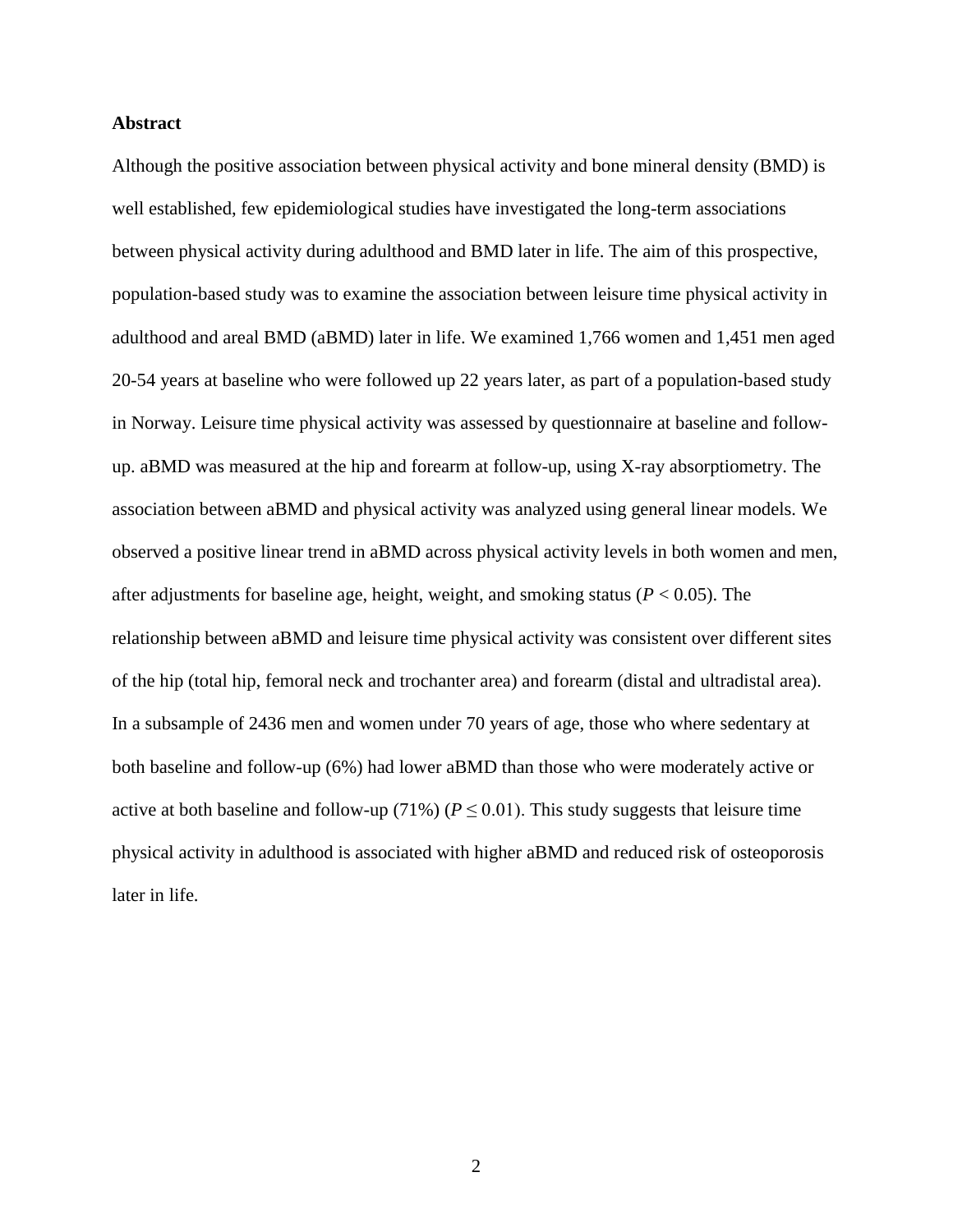**Abstract**

Although the positive association between physical activity and bone mineral density (BMD) is well established, few epidemiological studies have investigated the long-term associations between physical activity during adulthood and BMD later in life. The aim of this prospective, population-based study was to examine the association between leisure time physical activity in adulthood and areal BMD (aBMD) later in life. We examined 1,766 women and 1,451 men aged 20-54 years at baseline who were followed up 22 years later, as part of a population-based study in Norway. Leisure time physical activity was assessed by questionnaire at baseline and follow-up. aBMD was measured at the hip and forearm at follow-up, using X-ray absorptiometry. The association between aBMD and physical activity was analyzed using general linear models. We observed a positive linear trend in aBMD across physical activity levels in both women and men, after adjustments for baseline age, height, weight, and smoking status ($P < 0.05$). The relationship between aBMD and leisure time physical activity was consistent over different sites of the hip (total hip, femoral neck and trochanter area) and forearm (distal and ultradistal area). In a subsample of 2436 men and women under 70 years of age, those who where sedentary at both baseline and follow-up (6%) had lower aBMD than those who were moderately active or active at both baseline and follow-up (71%) ($P \leq 0.01$). This study suggests that leisure time physical activity in adulthood is associated with higher aBMD and reduced risk of osteoporosis later in life.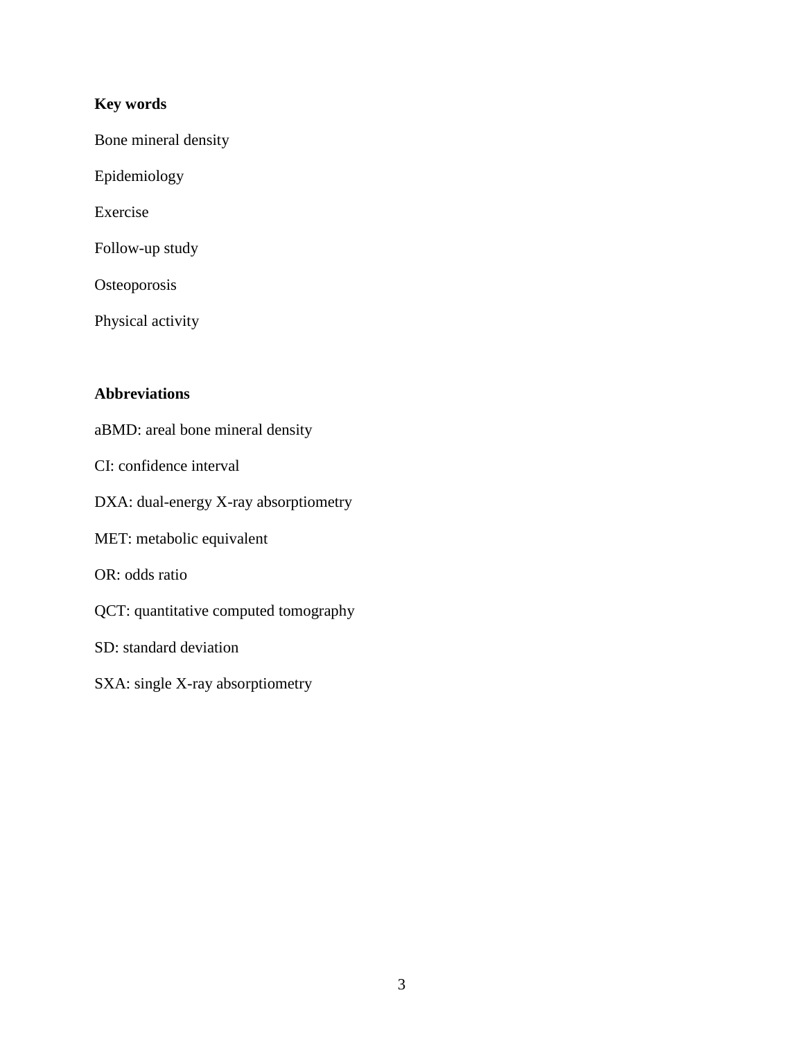**Key words**

Bone mineral density

Epidemiology

Exercise

Follow-up study

Osteoporosis

Physical activity

**Abbreviations**

aBMD: areal bone mineral density

CI: confidence interval

DXA: dual-energy X-ray absorptiometry

MET: metabolic equivalent

OR: odds ratio

QCT: quantitative computed tomography

SD: standard deviation

SXA: single X-ray absorptiometry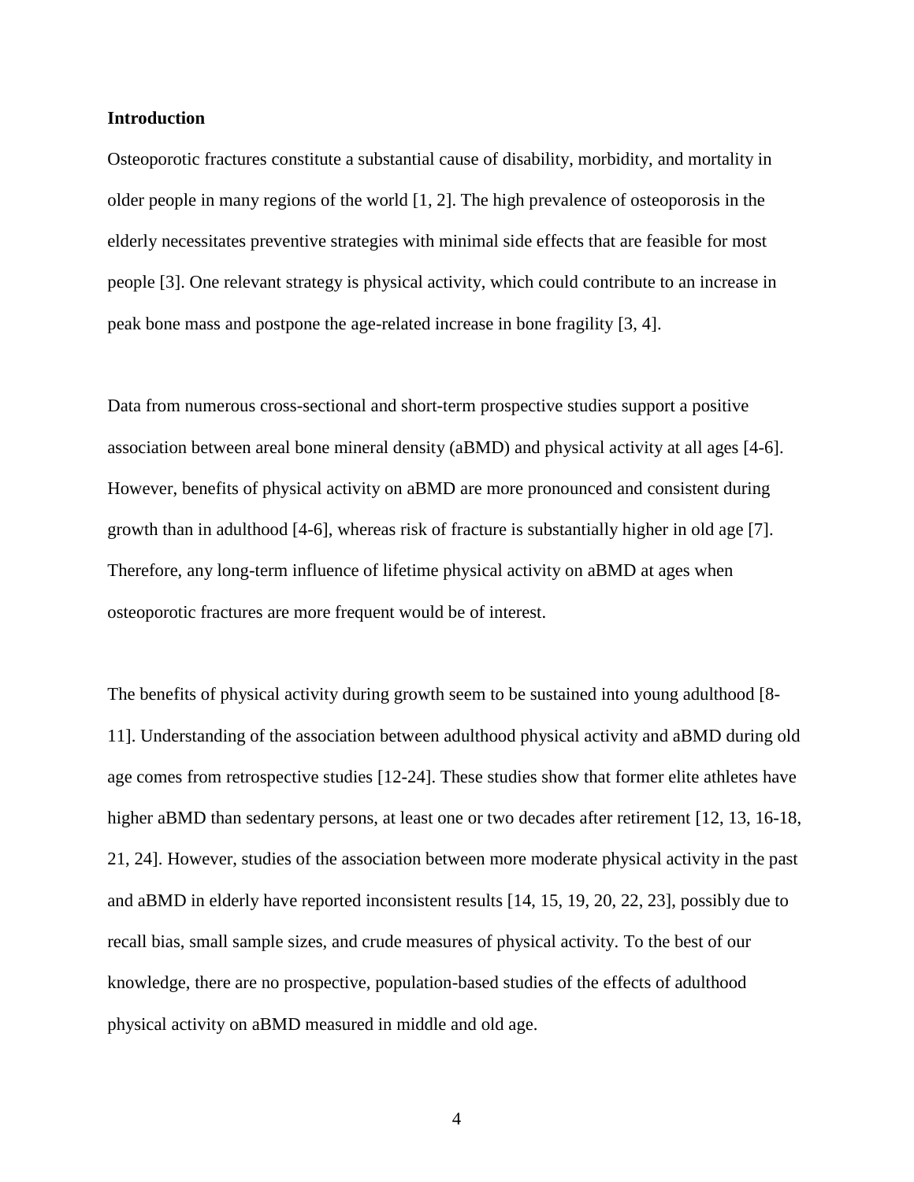## Introduction

Osteoporotic fractures constitute a substantial cause of disability, morbidity, and mortality in older people in many regions of the world [1, 2]. The high prevalence of osteoporosis in the elderly necessitates preventive strategies with minimal side effects that are feasible for most people [3]. One relevant strategy is physical activity, which could contribute to an increase in peak bone mass and postpone the age-related increase in bone fragility [3, 4].

Data from numerous cross-sectional and short-term prospective studies support a positive association between areal bone mineral density (aBMD) and physical activity at all ages [4-6]. However, benefits of physical activity on aBMD are more pronounced and consistent during growth than in adulthood [4-6], whereas risk of fracture is substantially higher in old age [7]. Therefore, any long-term influence of lifetime physical activity on aBMD at ages when osteoporotic fractures are more frequent would be of interest.

The benefits of physical activity during growth seem to be sustained into young adulthood [8-11]. Understanding of the association between adulthood physical activity and aBMD during old age comes from retrospective studies [12-24]. These studies show that former elite athletes have higher aBMD than sedentary persons, at least one or two decades after retirement [12, 13, 16-18, 21, 24]. However, studies of the association between more moderate physical activity in the past and aBMD in elderly have reported inconsistent results [14, 15, 19, 20, 22, 23], possibly due to recall bias, small sample sizes, and crude measures of physical activity. To the best of our knowledge, there are no prospective, population-based studies of the effects of adulthood physical activity on aBMD measured in middle and old age.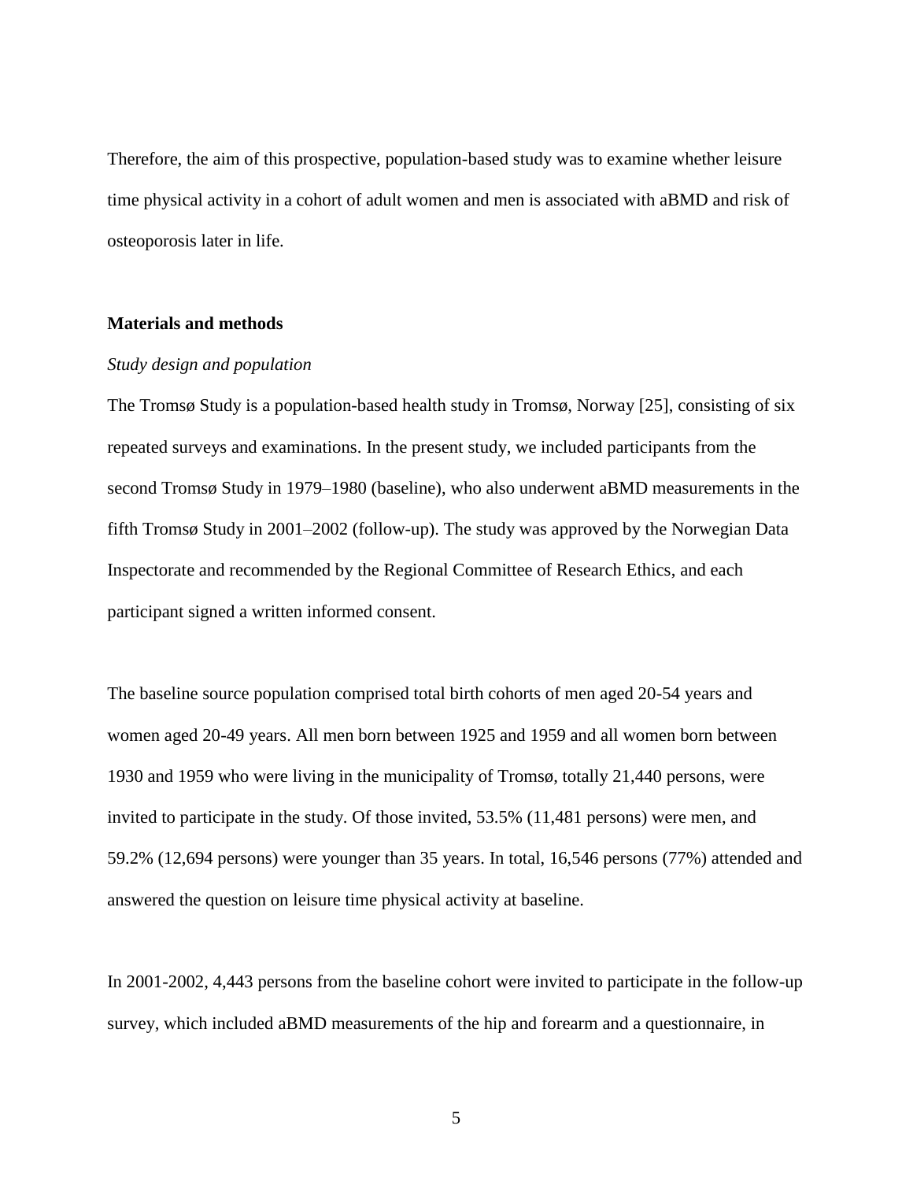Therefore, the aim of this prospective, population-based study was to examine whether leisure time physical activity in a cohort of adult women and men is associated with aBMD and risk of osteoporosis later in life.

## Materials and methods

### *Study design and population*

The Tromsø Study is a population-based health study in Tromsø, Norway [25], consisting of six repeated surveys and examinations. In the present study, we included participants from the second Tromsø Study in 1979–1980 (baseline), who also underwent aBMD measurements in the fifth Tromsø Study in 2001–2002 (follow-up). The study was approved by the Norwegian Data Inspectorate and recommended by the Regional Committee of Research Ethics, and each participant signed a written informed consent.

The baseline source population comprised total birth cohorts of men aged 20-54 years and women aged 20-49 years. All men born between 1925 and 1959 and all women born between 1930 and 1959 who were living in the municipality of Tromsø, totally 21,440 persons, were invited to participate in the study. Of those invited, 53.5% (11,481 persons) were men, and 59.2% (12,694 persons) were younger than 35 years. In total, 16,546 persons (77%) attended and answered the question on leisure time physical activity at baseline.

In 2001-2002, 4,443 persons from the baseline cohort were invited to participate in the follow-up survey, which included aBMD measurements of the hip and forearm and a questionnaire, in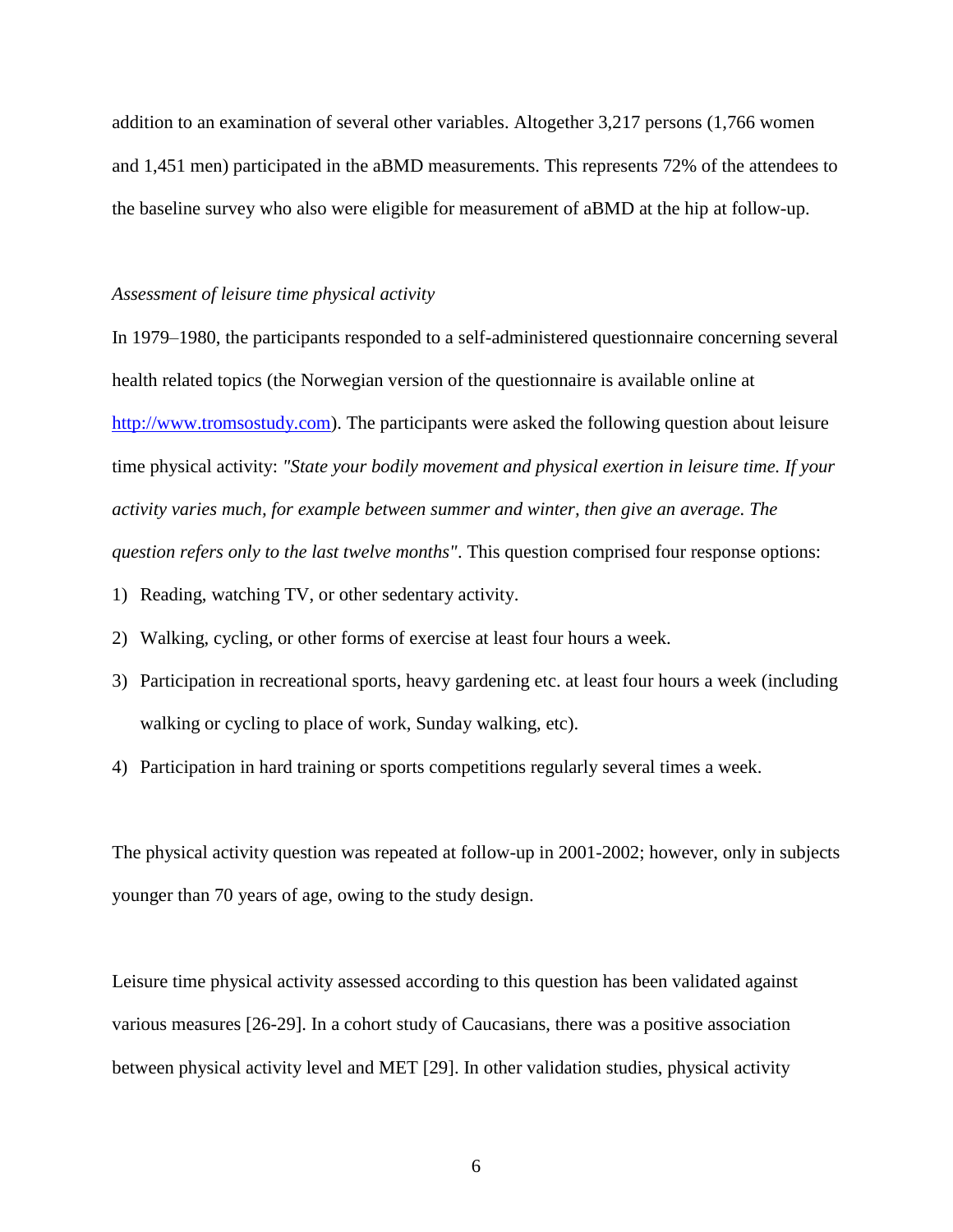addition to an examination of several other variables. Altogether 3,217 persons (1,766 women and 1,451 men) participated in the aBMD measurements. This represents 72% of the attendees to the baseline survey who also were eligible for measurement of aBMD at the hip at follow-up.

*Assessment of leisure time physical activity*

In 1979–1980, the participants responded to a self-administered questionnaire concerning several health related topics (the Norwegian version of the questionnaire is available online at [http://www.tromsostudy.com](http://www.tromsostudy.com)). The participants were asked the following question about leisure time physical activity: *"State your bodily movement and physical exertion in leisure time. If your activity varies much, for example between summer and winter, then give an average. The question refers only to the last twelve months"*. This question comprised four response options:

1) Reading, watching TV, or other sedentary activity.
2) Walking, cycling, or other forms of exercise at least four hours a week.
3) Participation in recreational sports, heavy gardening etc. at least four hours a week (including walking or cycling to place of work, Sunday walking, etc).
4) Participation in hard training or sports competitions regularly several times a week.

The physical activity question was repeated at follow-up in 2001-2002; however, only in subjects younger than 70 years of age, owing to the study design.

Leisure time physical activity assessed according to this question has been validated against various measures [26-29]. In a cohort study of Caucasians, there was a positive association between physical activity level and MET [29]. In other validation studies, physical activity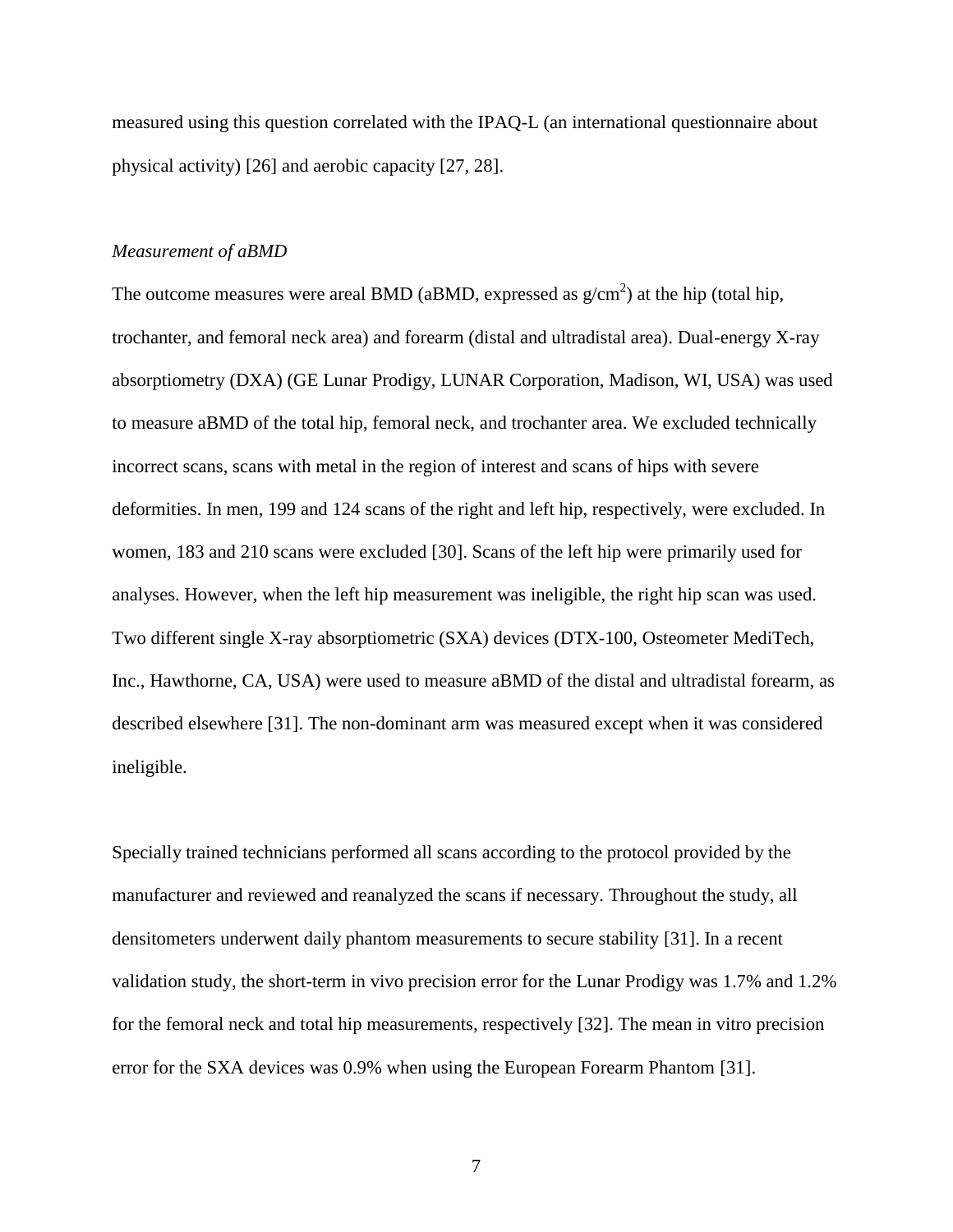measured using this question correlated with the IPAQ-L (an international questionnaire about physical activity) [26] and aerobic capacity [27, 28].

*Measurement of aBMD*

The outcome measures were areal BMD (aBMD, expressed as $g/cm^2$) at the hip (total hip, trochanter, and femoral neck area) and forearm (distal and ultradistal area). Dual-energy X-ray absorptiometry (DXA) (GE Lunar Prodigy, LUNAR Corporation, Madison, WI, USA) was used to measure aBMD of the total hip, femoral neck, and trochanter area. We excluded technically incorrect scans, scans with metal in the region of interest and scans of hips with severe deformities. In men, 199 and 124 scans of the right and left hip, respectively, were excluded. In women, 183 and 210 scans were excluded [30]. Scans of the left hip were primarily used for analyses. However, when the left hip measurement was ineligible, the right hip scan was used. Two different single X-ray absorptiometric (SXA) devices (DTX-100, Osteometer MediTech, Inc., Hawthorne, CA, USA) were used to measure aBMD of the distal and ultradistal forearm, as described elsewhere [31]. The non-dominant arm was measured except when it was considered ineligible.

Specially trained technicians performed all scans according to the protocol provided by the manufacturer and reviewed and reanalyzed the scans if necessary. Throughout the study, all densitometers underwent daily phantom measurements to secure stability [31]. In a recent validation study, the short-term in vivo precision error for the Lunar Prodigy was 1.7% and 1.2% for the femoral neck and total hip measurements, respectively [32]. The mean in vitro precision error for the SXA devices was 0.9% when using the European Forearm Phantom [31].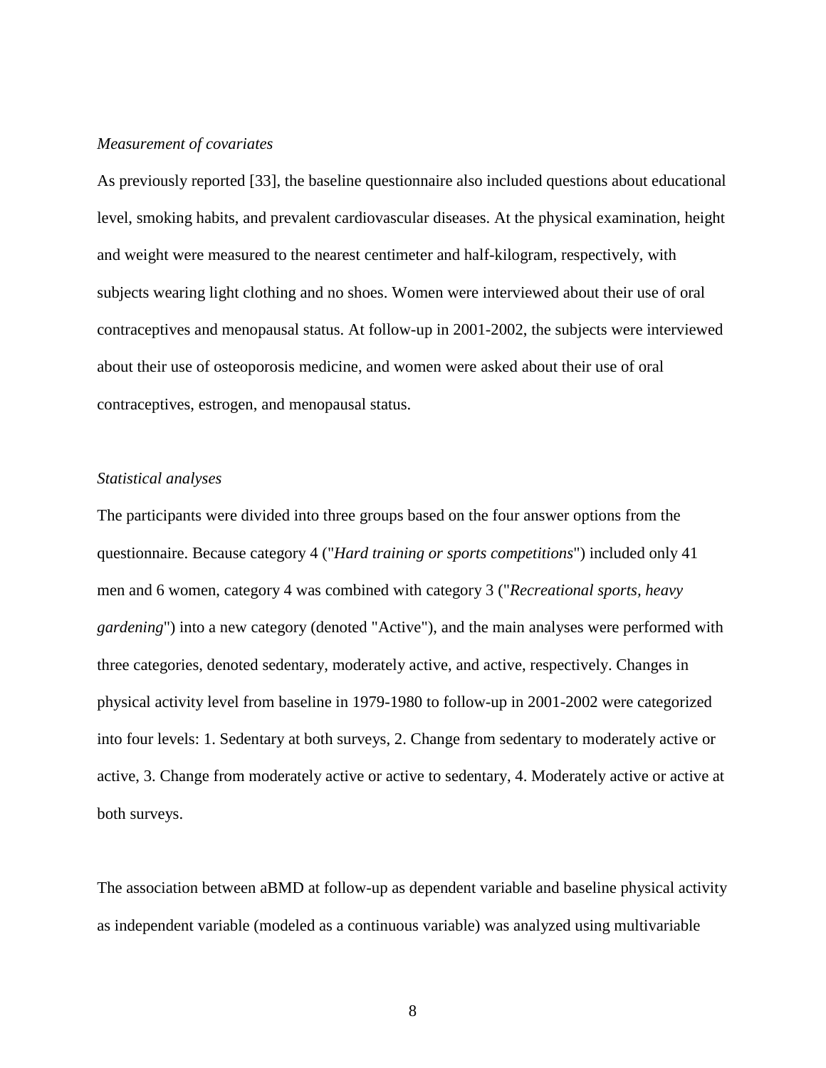*Measurement of covariates*

As previously reported [33], the baseline questionnaire also included questions about educational level, smoking habits, and prevalent cardiovascular diseases. At the physical examination, height and weight were measured to the nearest centimeter and half-kilogram, respectively, with subjects wearing light clothing and no shoes. Women were interviewed about their use of oral contraceptives and menopausal status. At follow-up in 2001-2002, the subjects were interviewed about their use of osteoporosis medicine, and women were asked about their use of oral contraceptives, estrogen, and menopausal status.

*Statistical analyses*

The participants were divided into three groups based on the four answer options from the questionnaire. Because category 4 ("*Hard training or sports competitions*") included only 41 men and 6 women, category 4 was combined with category 3 ("*Recreational sports, heavy gardening*") into a new category (denoted "Active"), and the main analyses were performed with three categories, denoted sedentary, moderately active, and active, respectively. Changes in physical activity level from baseline in 1979-1980 to follow-up in 2001-2002 were categorized into four levels: 1. Sedentary at both surveys, 2. Change from sedentary to moderately active or active, 3. Change from moderately active or active to sedentary, 4. Moderately active or active at both surveys.

The association between aBMD at follow-up as dependent variable and baseline physical activity as independent variable (modeled as a continuous variable) was analyzed using multivariable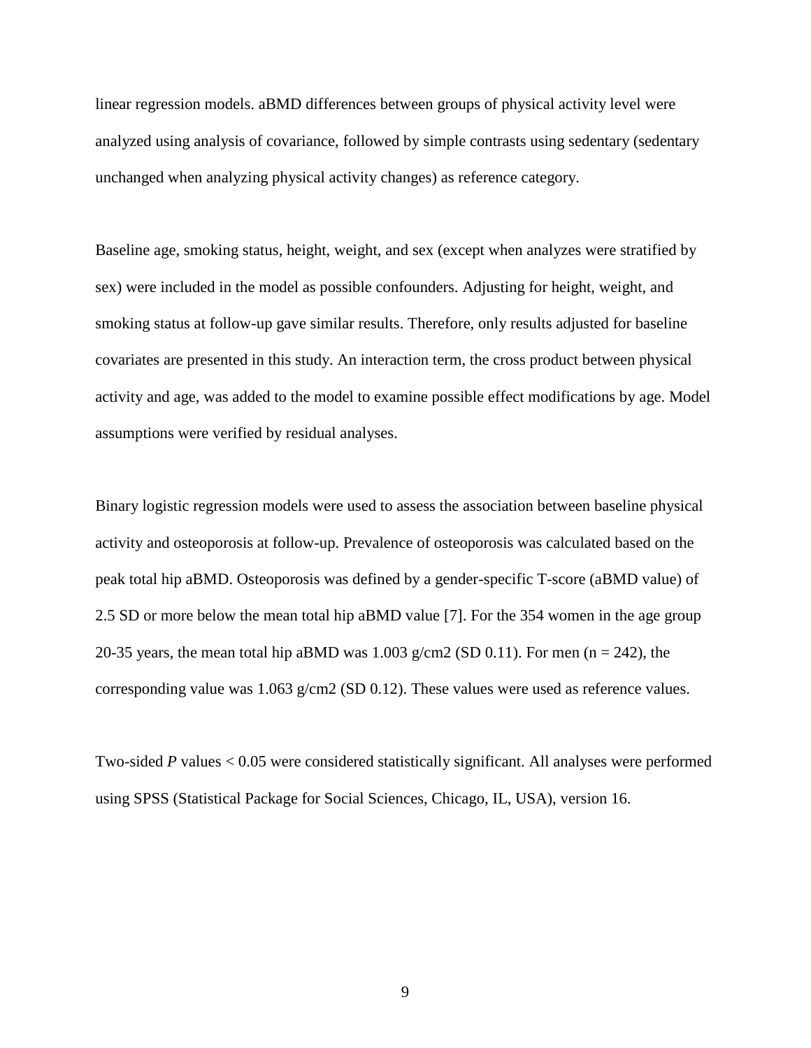linear regression models. aBMD differences between groups of physical activity level were analyzed using analysis of covariance, followed by simple contrasts using sedentary (sedentary unchanged when analyzing physical activity changes) as reference category.

Baseline age, smoking status, height, weight, and sex (except when analyzes were stratified by sex) were included in the model as possible confounders. Adjusting for height, weight, and smoking status at follow-up gave similar results. Therefore, only results adjusted for baseline covariates are presented in this study. An interaction term, the cross product between physical activity and age, was added to the model to examine possible effect modifications by age. Model assumptions were verified by residual analyses.

Binary logistic regression models were used to assess the association between baseline physical activity and osteoporosis at follow-up. Prevalence of osteoporosis was calculated based on the peak total hip aBMD. Osteoporosis was defined by a gender-specific T-score (aBMD value) of 2.5 SD or more below the mean total hip aBMD value [7]. For the 354 women in the age group 20-35 years, the mean total hip aBMD was 1.003 g/cm2 (SD 0.11). For men ($n = 242$), the corresponding value was 1.063 g/cm2 (SD 0.12). These values were used as reference values.

Two-sided *P* values < 0.05 were considered statistically significant. All analyses were performed using SPSS (Statistical Package for Social Sciences, Chicago, IL, USA), version 16.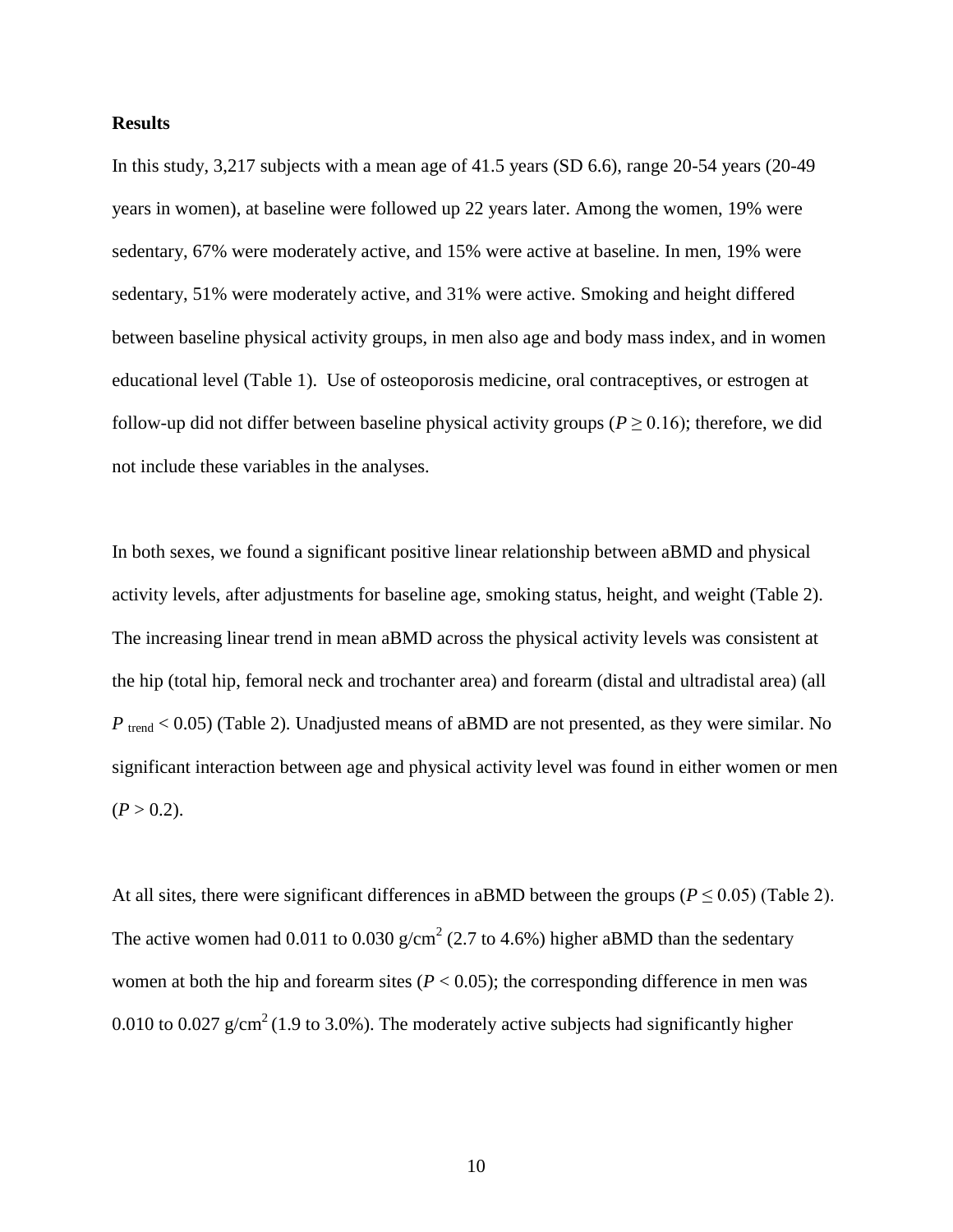## Results

In this study, 3,217 subjects with a mean age of 41.5 years (SD 6.6), range 20-54 years (20-49 years in women), at baseline were followed up 22 years later. Among the women, 19% were sedentary, 67% were moderately active, and 15% were active at baseline. In men, 19% were sedentary, 51% were moderately active, and 31% were active. Smoking and height differed between baseline physical activity groups, in men also age and body mass index, and in women educational level (Table 1). Use of osteoporosis medicine, oral contraceptives, or estrogen at follow-up did not differ between baseline physical activity groups ($P \geq 0.16$); therefore, we did not include these variables in the analyses.

In both sexes, we found a significant positive linear relationship between aBMD and physical activity levels, after adjustments for baseline age, smoking status, height, and weight (Table 2). The increasing linear trend in mean aBMD across the physical activity levels was consistent at the hip (total hip, femoral neck and trochanter area) and forearm (distal and ultradistal area) (all $P_{\text{trend}} < 0.05$) (Table 2). Unadjusted means of aBMD are not presented, as they were similar. No significant interaction between age and physical activity level was found in either women or men ($P > 0.2$).

At all sites, there were significant differences in aBMD between the groups ($P \leq 0.05$) (Table 2). The active women had 0.011 to 0.030 g/cm$^2$ (2.7 to 4.6%) higher aBMD than the sedentary women at both the hip and forearm sites ($P < 0.05$); the corresponding difference in men was 0.010 to 0.027 g/cm$^2$ (1.9 to 3.0%). The moderately active subjects had significantly higher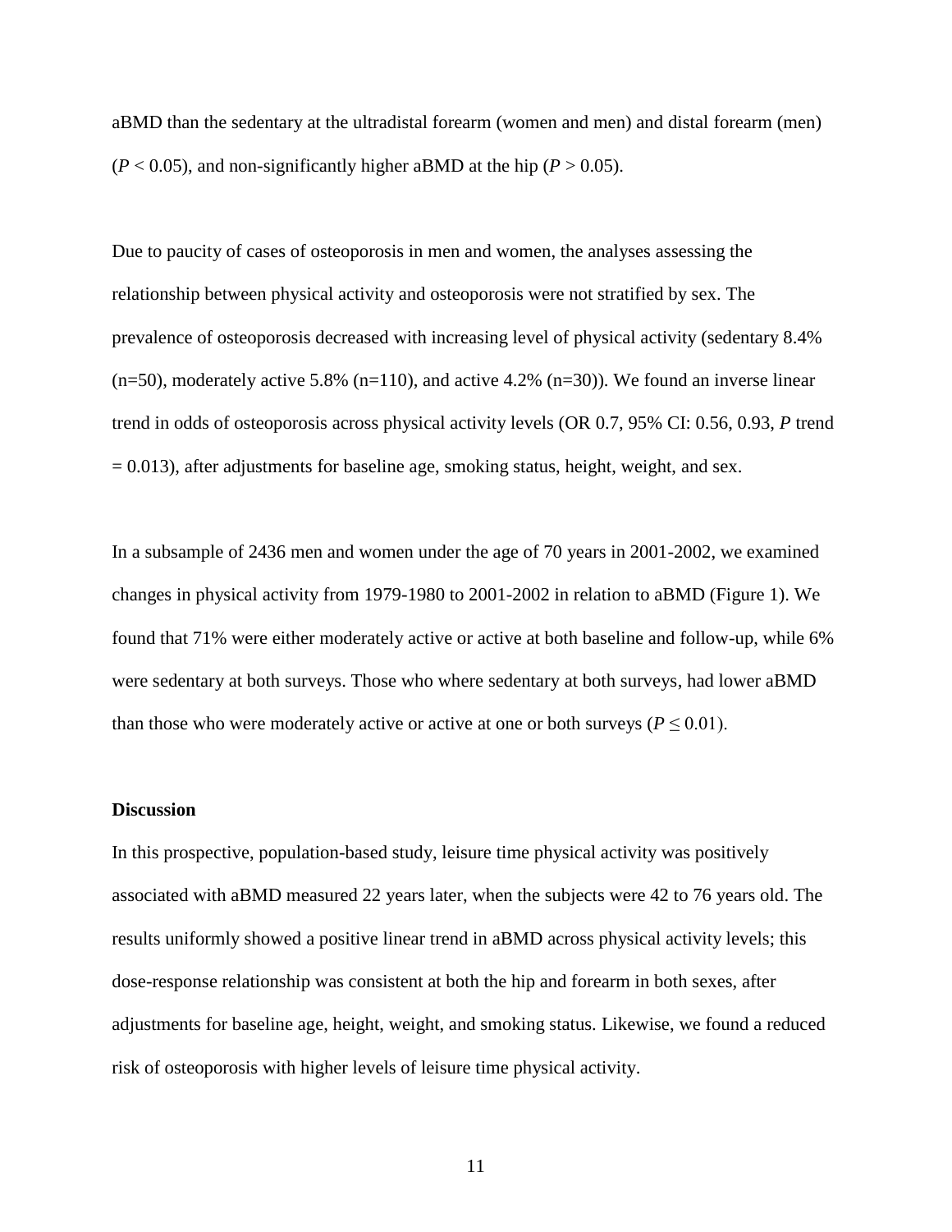aBMD than the sedentary at the ultradistal forearm (women and men) and distal forearm (men) ($P < 0.05$), and non-significantly higher aBMD at the hip ($P > 0.05$).

Due to paucity of cases of osteoporosis in men and women, the analyses assessing the relationship between physical activity and osteoporosis were not stratified by sex. The prevalence of osteoporosis decreased with increasing level of physical activity (sedentary 8.4% (n=50), moderately active 5.8% (n=110), and active 4.2% (n=30)). We found an inverse linear trend in odds of osteoporosis across physical activity levels (OR 0.7, 95% CI: 0.56, 0.93, $P$ trend = 0.013), after adjustments for baseline age, smoking status, height, weight, and sex.

In a subsample of 2436 men and women under the age of 70 years in 2001-2002, we examined changes in physical activity from 1979-1980 to 2001-2002 in relation to aBMD (Figure 1). We found that 71% were either moderately active or active at both baseline and follow-up, while 6% were sedentary at both surveys. Those who where sedentary at both surveys, had lower aBMD than those who were moderately active or active at one or both surveys ($P \leq 0.01$).

### Discussion

In this prospective, population-based study, leisure time physical activity was positively associated with aBMD measured 22 years later, when the subjects were 42 to 76 years old. The results uniformly showed a positive linear trend in aBMD across physical activity levels; this dose-response relationship was consistent at both the hip and forearm in both sexes, after adjustments for baseline age, height, weight, and smoking status. Likewise, we found a reduced risk of osteoporosis with higher levels of leisure time physical activity.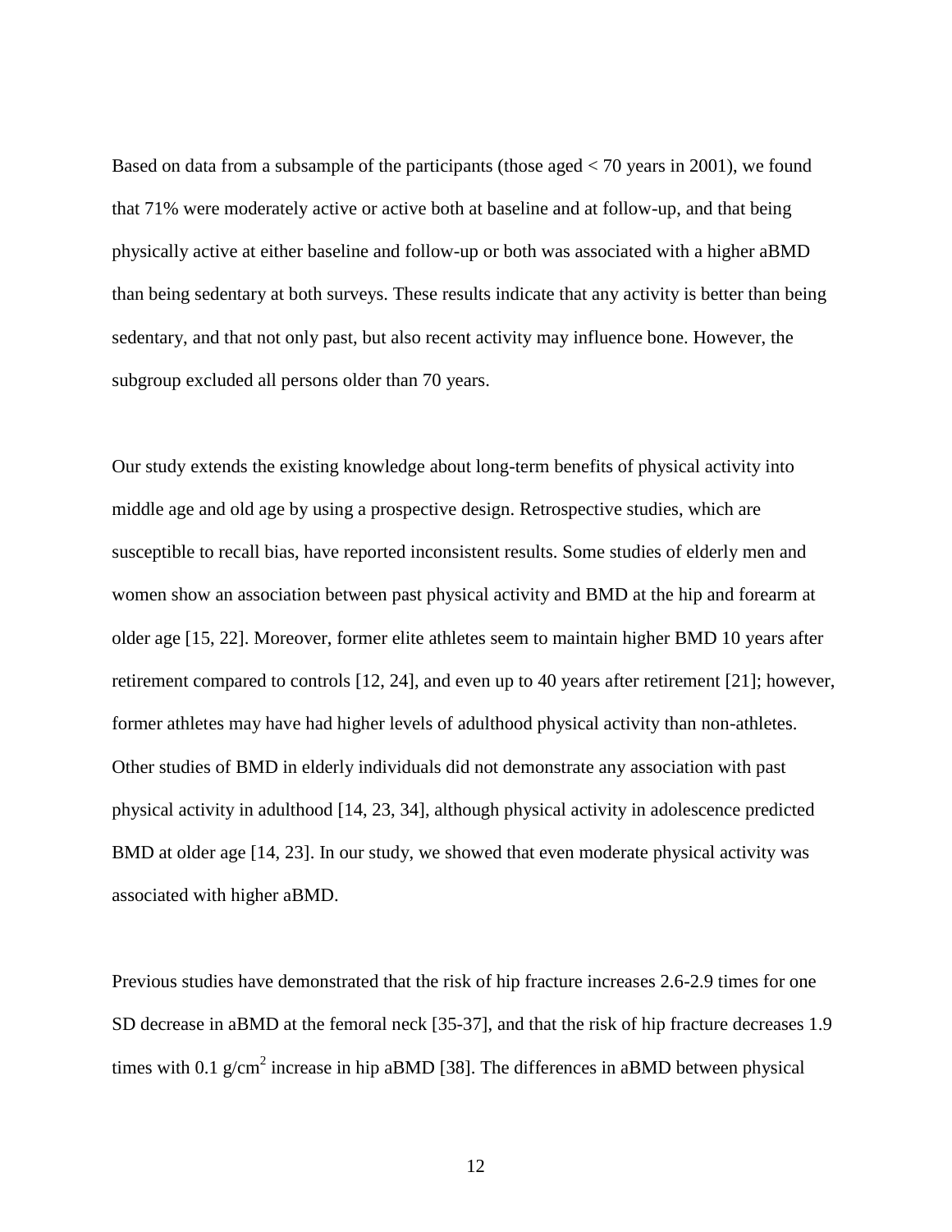Based on data from a subsample of the participants (those aged < 70 years in 2001), we found that 71% were moderately active or active both at baseline and at follow-up, and that being physically active at either baseline and follow-up or both was associated with a higher aBMD than being sedentary at both surveys. These results indicate that any activity is better than being sedentary, and that not only past, but also recent activity may influence bone. However, the subgroup excluded all persons older than 70 years.

Our study extends the existing knowledge about long-term benefits of physical activity into middle age and old age by using a prospective design. Retrospective studies, which are susceptible to recall bias, have reported inconsistent results. Some studies of elderly men and women show an association between past physical activity and BMD at the hip and forearm at older age [15, 22]. Moreover, former elite athletes seem to maintain higher BMD 10 years after retirement compared to controls [12, 24], and even up to 40 years after retirement [21]; however, former athletes may have had higher levels of adulthood physical activity than non-athletes. Other studies of BMD in elderly individuals did not demonstrate any association with past physical activity in adulthood [14, 23, 34], although physical activity in adolescence predicted BMD at older age [14, 23]. In our study, we showed that even moderate physical activity was associated with higher aBMD.

Previous studies have demonstrated that the risk of hip fracture increases 2.6-2.9 times for one SD decrease in aBMD at the femoral neck [35-37], and that the risk of hip fracture decreases 1.9 times with 0.1 $g/cm^2$ increase in hip aBMD [38]. The differences in aBMD between physical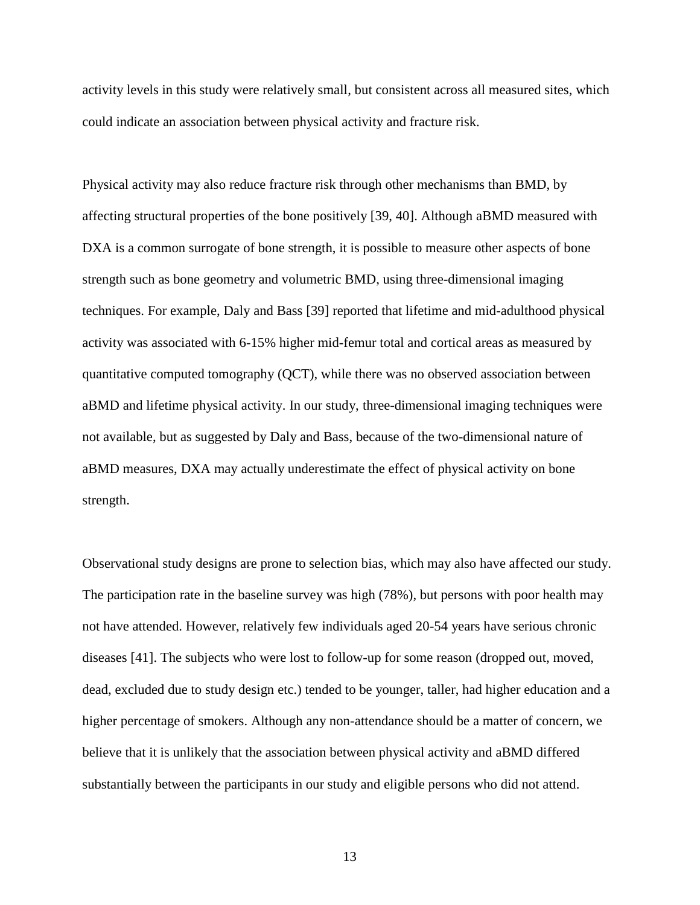activity levels in this study were relatively small, but consistent across all measured sites, which could indicate an association between physical activity and fracture risk.

Physical activity may also reduce fracture risk through other mechanisms than BMD, by affecting structural properties of the bone positively [39, 40]. Although aBMD measured with DXA is a common surrogate of bone strength, it is possible to measure other aspects of bone strength such as bone geometry and volumetric BMD, using three-dimensional imaging techniques. For example, Daly and Bass [39] reported that lifetime and mid-adulthood physical activity was associated with 6-15% higher mid-femur total and cortical areas as measured by quantitative computed tomography (QCT), while there was no observed association between aBMD and lifetime physical activity. In our study, three-dimensional imaging techniques were not available, but as suggested by Daly and Bass, because of the two-dimensional nature of aBMD measures, DXA may actually underestimate the effect of physical activity on bone strength.

Observational study designs are prone to selection bias, which may also have affected our study. The participation rate in the baseline survey was high (78%), but persons with poor health may not have attended. However, relatively few individuals aged 20-54 years have serious chronic diseases [41]. The subjects who were lost to follow-up for some reason (dropped out, moved, dead, excluded due to study design etc.) tended to be younger, taller, had higher education and a higher percentage of smokers. Although any non-attendance should be a matter of concern, we believe that it is unlikely that the association between physical activity and aBMD differed substantially between the participants in our study and eligible persons who did not attend.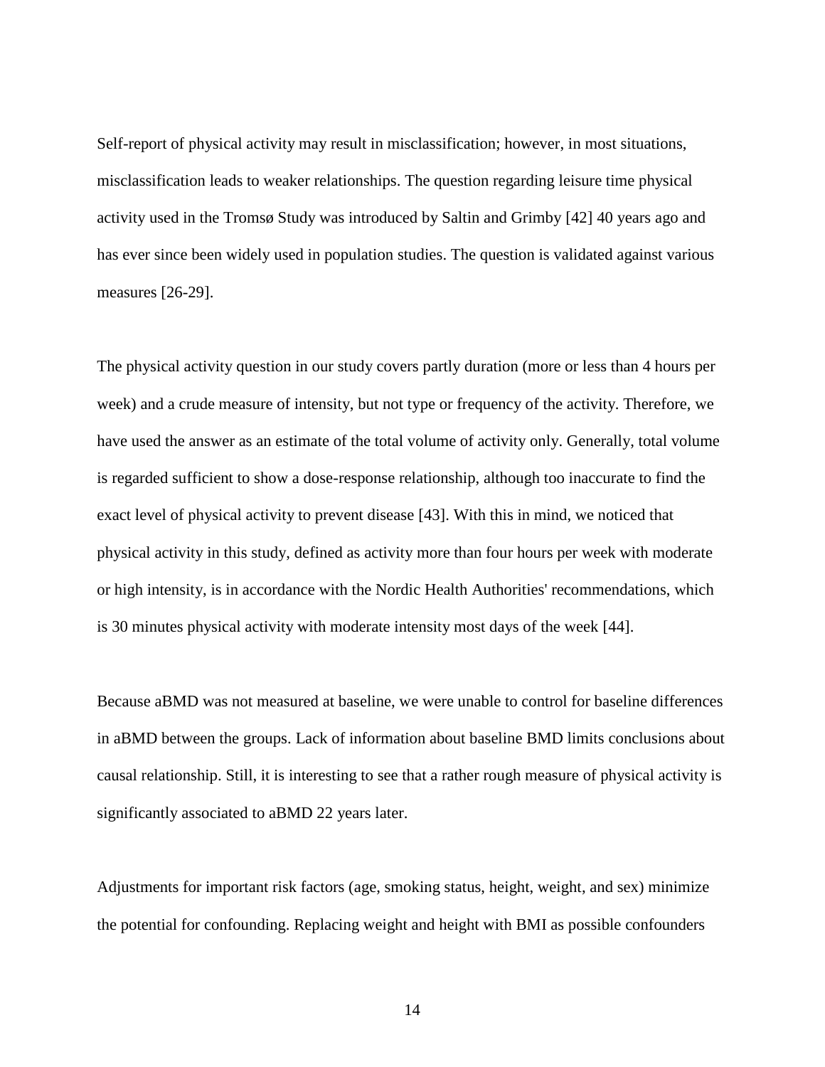Self-report of physical activity may result in misclassification; however, in most situations, misclassification leads to weaker relationships. The question regarding leisure time physical activity used in the Tromsø Study was introduced by Saltin and Grimby [42] 40 years ago and has ever since been widely used in population studies. The question is validated against various measures [26-29].

The physical activity question in our study covers partly duration (more or less than 4 hours per week) and a crude measure of intensity, but not type or frequency of the activity. Therefore, we have used the answer as an estimate of the total volume of activity only. Generally, total volume is regarded sufficient to show a dose-response relationship, although too inaccurate to find the exact level of physical activity to prevent disease [43]. With this in mind, we noticed that physical activity in this study, defined as activity more than four hours per week with moderate or high intensity, is in accordance with the Nordic Health Authorities' recommendations, which is 30 minutes physical activity with moderate intensity most days of the week [44].

Because aBMD was not measured at baseline, we were unable to control for baseline differences in aBMD between the groups. Lack of information about baseline BMD limits conclusions about causal relationship. Still, it is interesting to see that a rather rough measure of physical activity is significantly associated to aBMD 22 years later.

Adjustments for important risk factors (age, smoking status, height, weight, and sex) minimize the potential for confounding. Replacing weight and height with BMI as possible confounders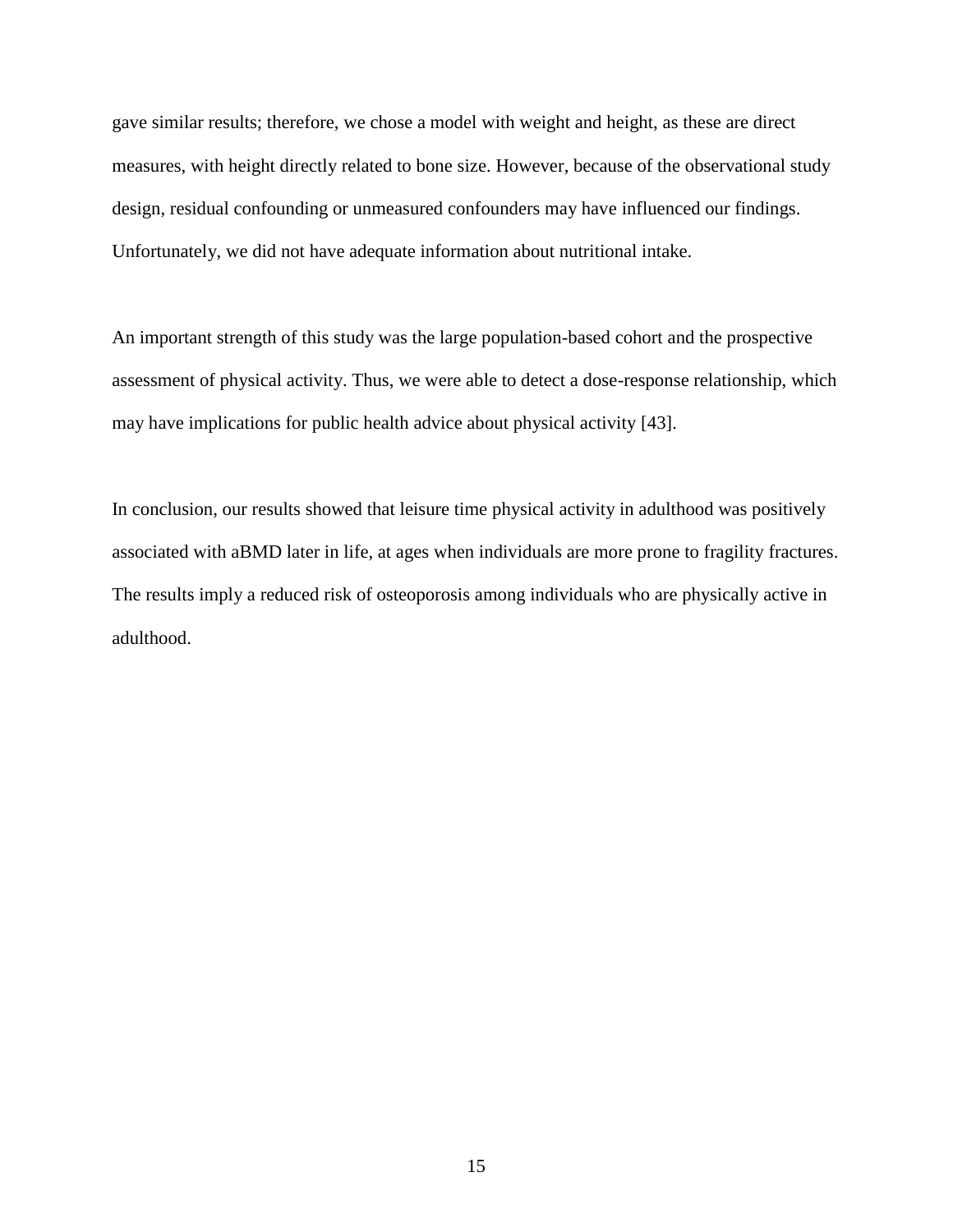gave similar results; therefore, we chose a model with weight and height, as these are direct measures, with height directly related to bone size. However, because of the observational study design, residual confounding or unmeasured confounders may have influenced our findings. Unfortunately, we did not have adequate information about nutritional intake.

An important strength of this study was the large population-based cohort and the prospective assessment of physical activity. Thus, we were able to detect a dose-response relationship, which may have implications for public health advice about physical activity [43].

In conclusion, our results showed that leisure time physical activity in adulthood was positively associated with aBMD later in life, at ages when individuals are more prone to fragility fractures. The results imply a reduced risk of osteoporosis among individuals who are physically active in adulthood.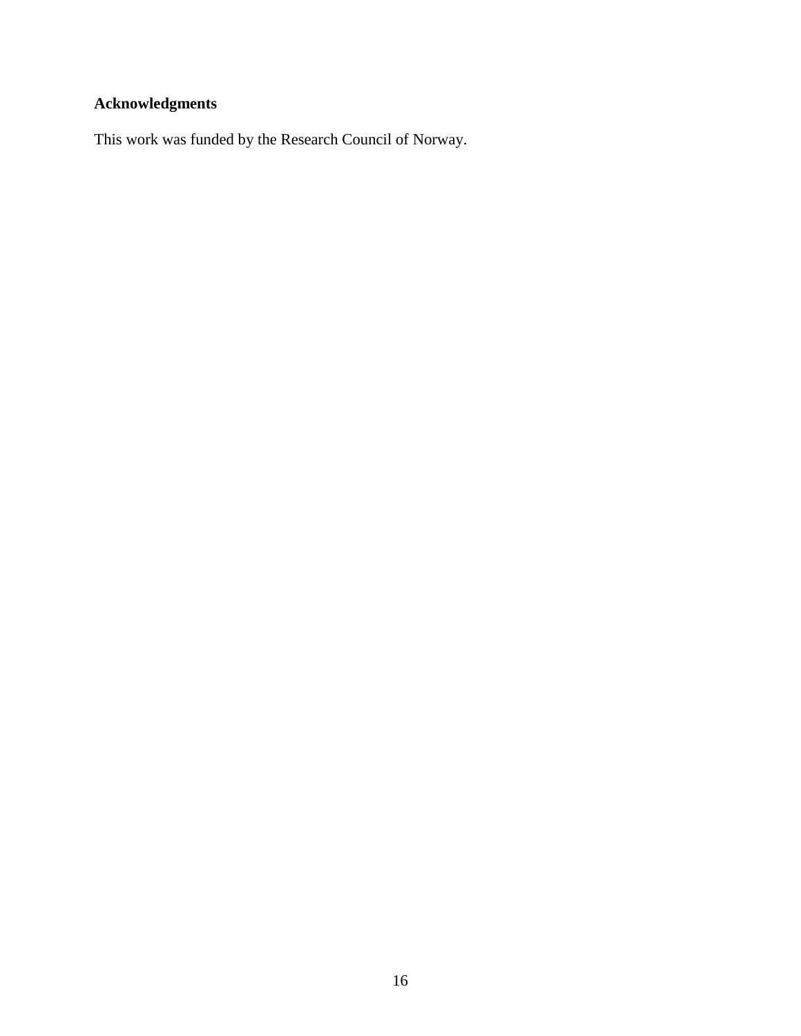## Acknowledgments

This work was funded by the Research Council of Norway.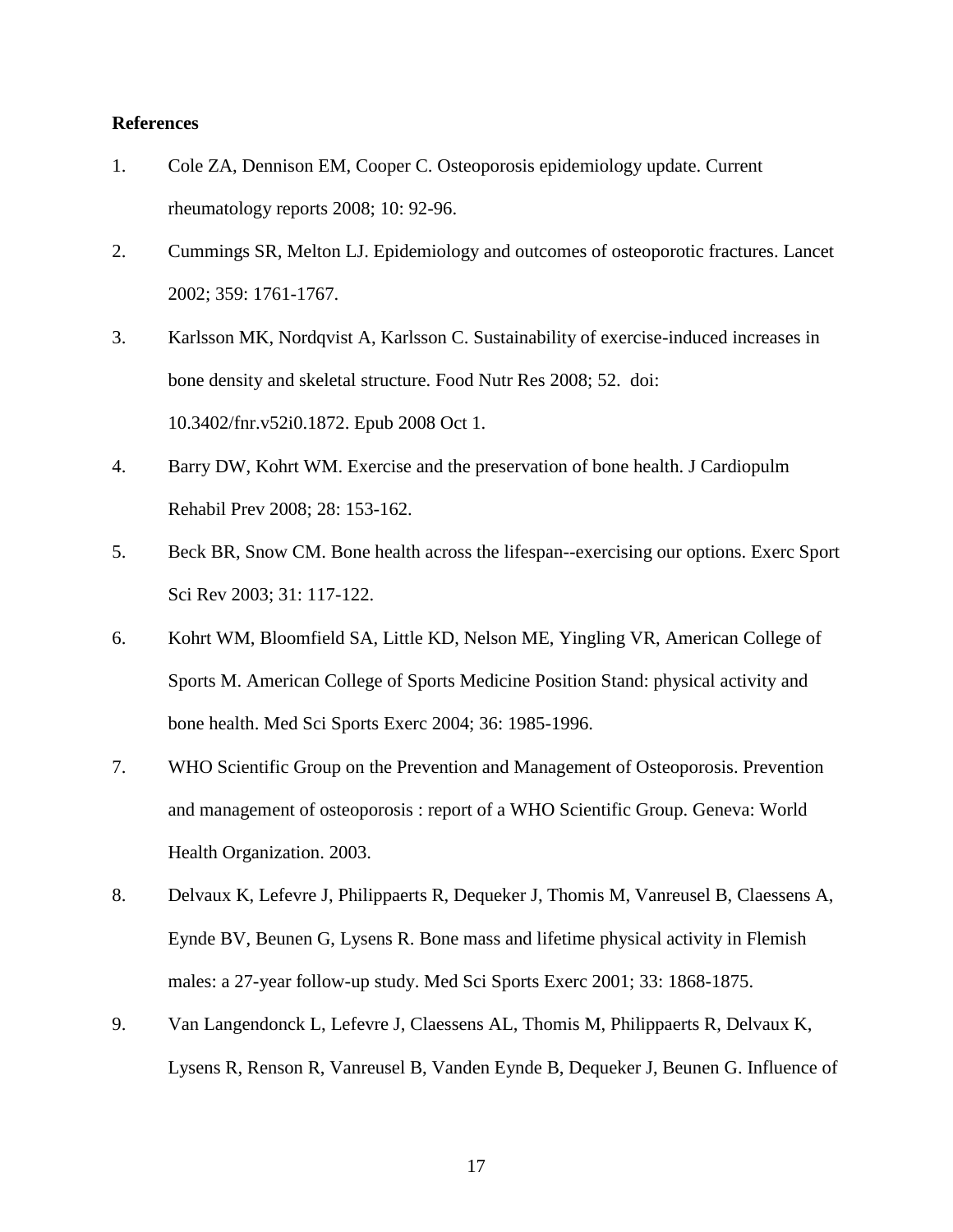**References**

1. Cole ZA, Dennison EM, Cooper C. Osteoporosis epidemiology update. Current rheumatology reports 2008; 10: 92-96.
2. Cummings SR, Melton LJ. Epidemiology and outcomes of osteoporotic fractures. Lancet 2002; 359: 1761-1767.
3. Karlsson MK, Nordqvist A, Karlsson C. Sustainability of exercise-induced increases in bone density and skeletal structure. Food Nutr Res 2008; 52. doi: 10.3402/fnr.v52i0.1872. Epub 2008 Oct 1.
4. Barry DW, Kohrt WM. Exercise and the preservation of bone health. J Cardiopulm Rehabil Prev 2008; 28: 153-162.
5. Beck BR, Snow CM. Bone health across the lifespan--exercising our options. Exerc Sport Sci Rev 2003; 31: 117-122.
6. Kohrt WM, Bloomfield SA, Little KD, Nelson ME, Yingling VR, American College of Sports M. American College of Sports Medicine Position Stand: physical activity and bone health. Med Sci Sports Exerc 2004; 36: 1985-1996.
7. WHO Scientific Group on the Prevention and Management of Osteoporosis. Prevention and management of osteoporosis : report of a WHO Scientific Group. Geneva: World Health Organization. 2003.
8. Delvaux K, Lefevre J, Philippaerts R, Dequeker J, Thomis M, Vanreusel B, Claessens A, Eynde BV, Beunen G, Lysens R. Bone mass and lifetime physical activity in Flemish males: a 27-year follow-up study. Med Sci Sports Exerc 2001; 33: 1868-1875.
9. Van Langendonck L, Lefevre J, Claessens AL, Thomis M, Philippaerts R, Delvaux K, Lysens R, Renson R, Vanreusel B, Vanden Eynde B, Dequeker J, Beunen G. Influence of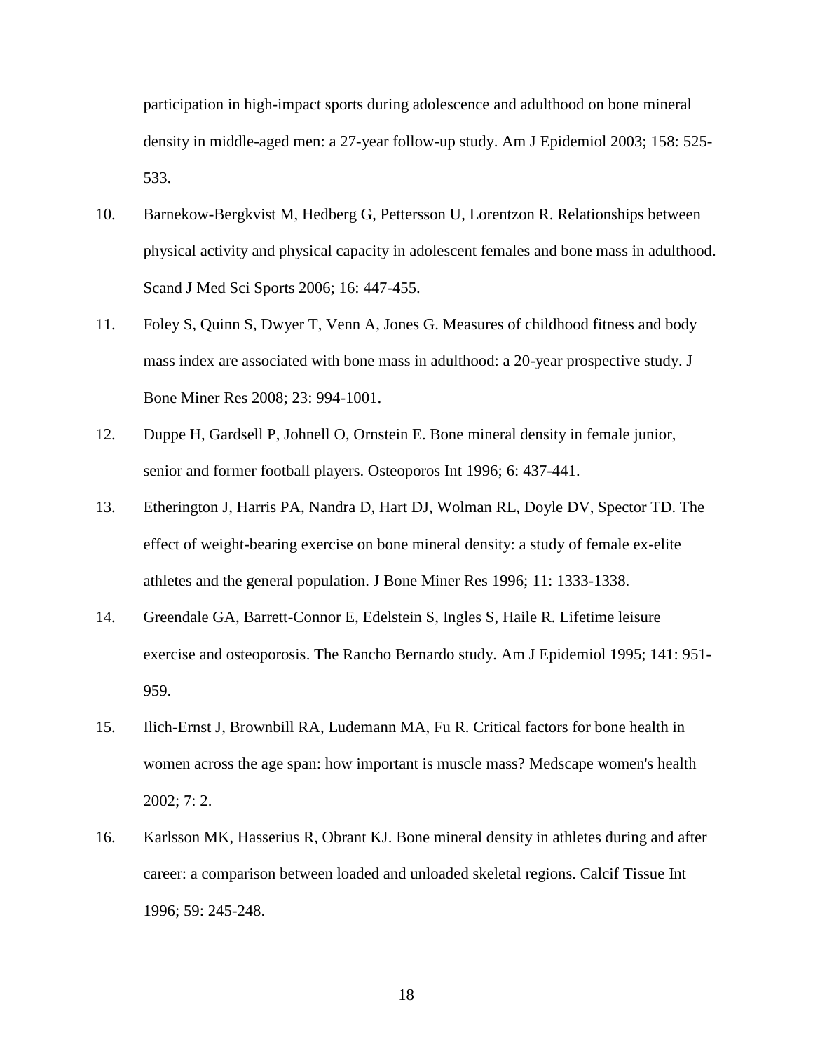participation in high-impact sports during adolescence and adulthood on bone mineral density in middle-aged men: a 27-year follow-up study. Am J Epidemiol 2003; 158: 525-533.

10. Barnekow-Bergkvist M, Hedberg G, Pettersson U, Lorentzon R. Relationships between physical activity and physical capacity in adolescent females and bone mass in adulthood. Scand J Med Sci Sports 2006; 16: 447-455.

11. Foley S, Quinn S, Dwyer T, Venn A, Jones G. Measures of childhood fitness and body mass index are associated with bone mass in adulthood: a 20-year prospective study. J Bone Miner Res 2008; 23: 994-1001.

12. Duppe H, Gardsell P, Johnell O, Ornstein E. Bone mineral density in female junior, senior and former football players. Osteoporos Int 1996; 6: 437-441.

13. Etherington J, Harris PA, Nandra D, Hart DJ, Wolman RL, Doyle DV, Spector TD. The effect of weight-bearing exercise on bone mineral density: a study of female ex-elite athletes and the general population. J Bone Miner Res 1996; 11: 1333-1338.

14. Greendale GA, Barrett-Connor E, Edelstein S, Ingles S, Haile R. Lifetime leisure exercise and osteoporosis. The Rancho Bernardo study. Am J Epidemiol 1995; 141: 951-959.

15. Ilich-Ernst J, Brownbill RA, Ludemann MA, Fu R. Critical factors for bone health in women across the age span: how important is muscle mass? Medscape women's health 2002; 7: 2.

16. Karlsson MK, Hasserius R, Obrant KJ. Bone mineral density in athletes during and after career: a comparison between loaded and unloaded skeletal regions. Calcif Tissue Int 1996; 59: 245-248.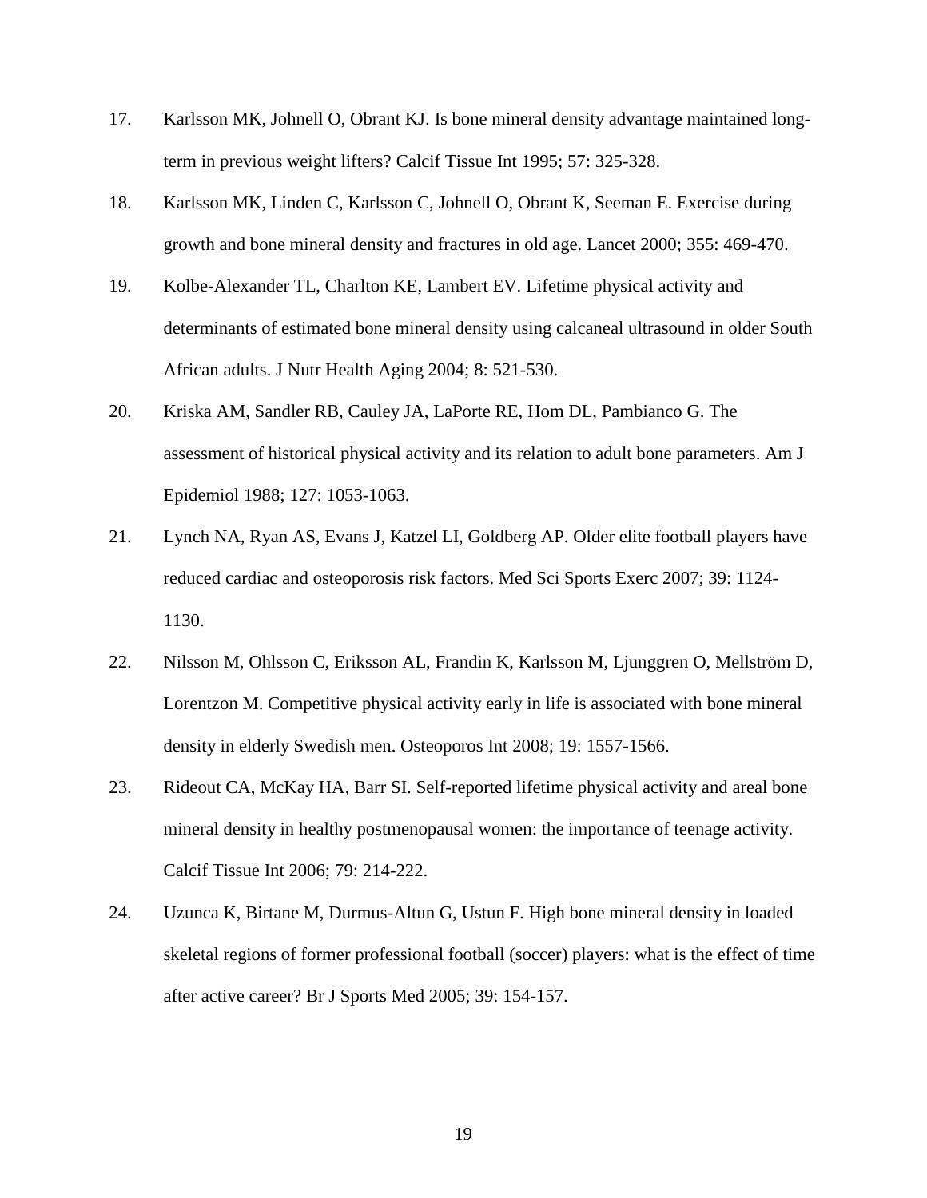17. Karlsson MK, Johnell O, Obrant KJ. Is bone mineral density advantage maintained long-term in previous weight lifters? Calcif Tissue Int 1995; 57: 325-328.

18. Karlsson MK, Linden C, Karlsson C, Johnell O, Obrant K, Seeman E. Exercise during growth and bone mineral density and fractures in old age. Lancet 2000; 355: 469-470.

19. Kolbe-Alexander TL, Charlton KE, Lambert EV. Lifetime physical activity and determinants of estimated bone mineral density using calcaneal ultrasound in older South African adults. J Nutr Health Aging 2004; 8: 521-530.

20. Kriska AM, Sandler RB, Cauley JA, LaPorte RE, Hom DL, Pambianco G. The assessment of historical physical activity and its relation to adult bone parameters. Am J Epidemiol 1988; 127: 1053-1063.

21. Lynch NA, Ryan AS, Evans J, Katzel LI, Goldberg AP. Older elite football players have reduced cardiac and osteoporosis risk factors. Med Sci Sports Exerc 2007; 39: 1124-1130.

22. Nilsson M, Ohlsson C, Eriksson AL, Frandin K, Karlsson M, Ljunggren O, Mellström D, Lorentzon M. Competitive physical activity early in life is associated with bone mineral density in elderly Swedish men. Osteoporos Int 2008; 19: 1557-1566.

23. Rideout CA, McKay HA, Barr SI. Self-reported lifetime physical activity and areal bone mineral density in healthy postmenopausal women: the importance of teenage activity. Calcif Tissue Int 2006; 79: 214-222.

24. Uzunca K, Birtane M, Durmus-Altun G, Ustun F. High bone mineral density in loaded skeletal regions of former professional football (soccer) players: what is the effect of time after active career? Br J Sports Med 2005; 39: 154-157.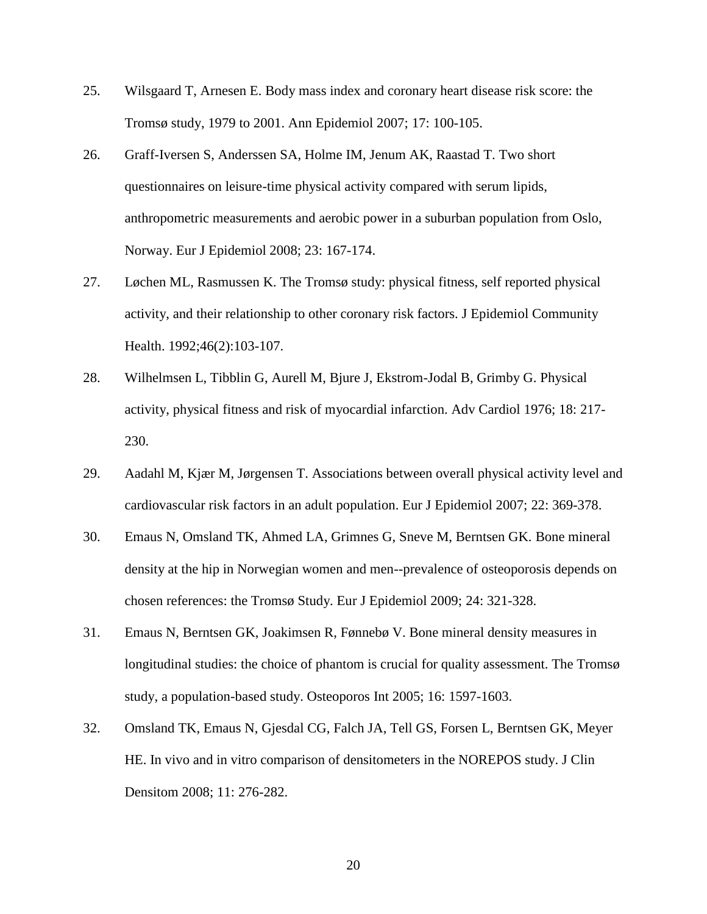25. Wilsgaard T, Arnesen E. Body mass index and coronary heart disease risk score: the Tromsø study, 1979 to 2001. Ann Epidemiol 2007; 17: 100-105.

26. Graff-Iversen S, Anderssen SA, Holme IM, Jenum AK, Raastad T. Two short questionnaires on leisure-time physical activity compared with serum lipids, anthropometric measurements and aerobic power in a suburban population from Oslo, Norway. Eur J Epidemiol 2008; 23: 167-174.

27. Løchen ML, Rasmussen K. The Tromsø study: physical fitness, self reported physical activity, and their relationship to other coronary risk factors. J Epidemiol Community Health. 1992;46(2):103-107.

28. Wilhelmsen L, Tibblin G, Aurell M, Bjure J, Ekstrom-Jodal B, Grimby G. Physical activity, physical fitness and risk of myocardial infarction. Adv Cardiol 1976; 18: 217-230.

29. Aadahl M, Kjær M, Jørgensen T. Associations between overall physical activity level and cardiovascular risk factors in an adult population. Eur J Epidemiol 2007; 22: 369-378.

30. Emaus N, Omsland TK, Ahmed LA, Grimnes G, Sneve M, Berntsen GK. Bone mineral density at the hip in Norwegian women and men--prevalence of osteoporosis depends on chosen references: the Tromsø Study. Eur J Epidemiol 2009; 24: 321-328.

31. Emaus N, Berntsen GK, Joakimsen R, Fønnebø V. Bone mineral density measures in longitudinal studies: the choice of phantom is crucial for quality assessment. The Tromsø study, a population-based study. Osteoporos Int 2005; 16: 1597-1603.

32. Omsland TK, Emaus N, Gjesdal CG, Falch JA, Tell GS, Forsen L, Berntsen GK, Meyer HE. In vivo and in vitro comparison of densitometers in the NOREPOS study. J Clin Densitom 2008; 11: 276-282.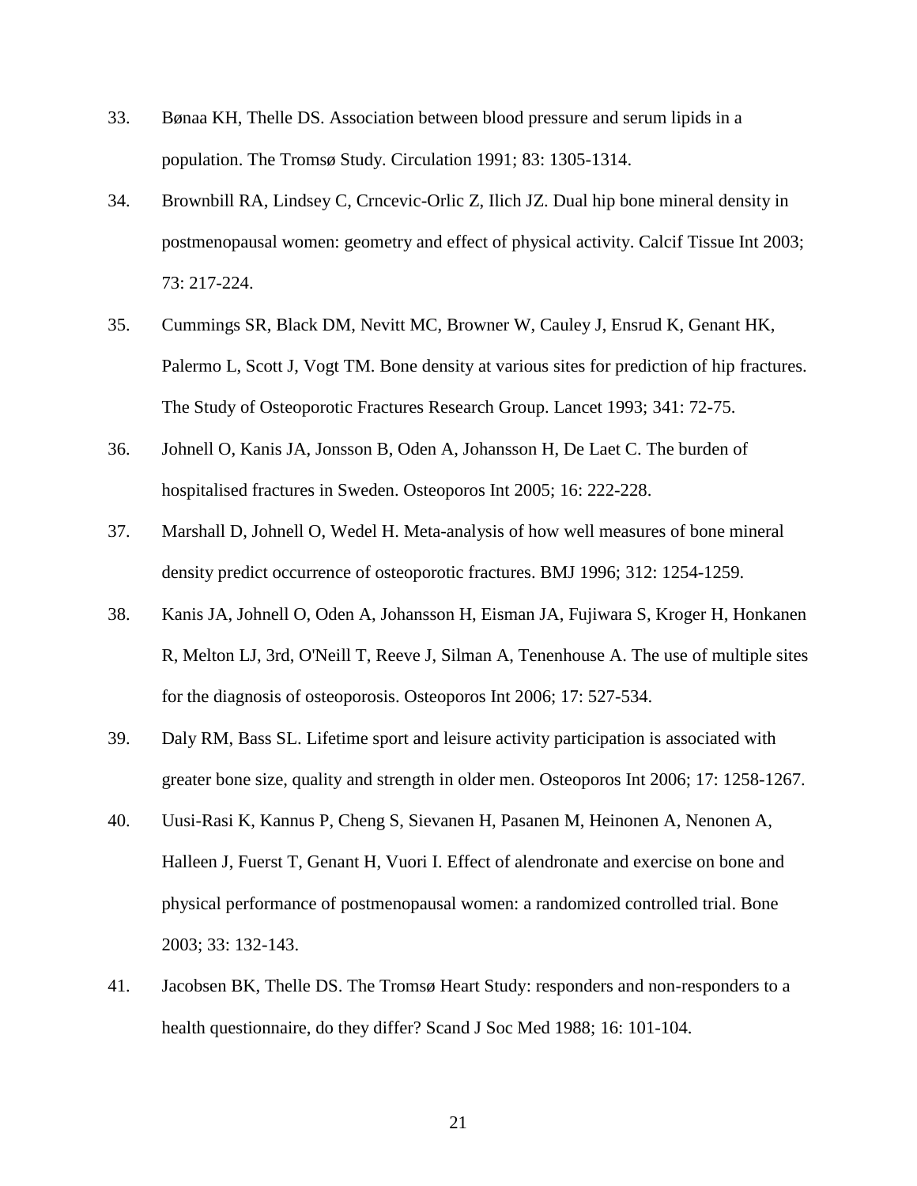33. Bønaa KH, Thelle DS. Association between blood pressure and serum lipids in a population. The Tromsø Study. Circulation 1991; 83: 1305-1314.

34. Brownbill RA, Lindsey C, Crncevic-Orlic Z, Ilich JZ. Dual hip bone mineral density in postmenopausal women: geometry and effect of physical activity. Calcif Tissue Int 2003; 73: 217-224.

35. Cummings SR, Black DM, Nevitt MC, Browner W, Cauley J, Ensrud K, Genant HK, Palermo L, Scott J, Vogt TM. Bone density at various sites for prediction of hip fractures. The Study of Osteoporotic Fractures Research Group. Lancet 1993; 341: 72-75.

36. Johnell O, Kanis JA, Jonsson B, Oden A, Johansson H, De Laet C. The burden of hospitalised fractures in Sweden. Osteoporos Int 2005; 16: 222-228.

37. Marshall D, Johnell O, Wedel H. Meta-analysis of how well measures of bone mineral density predict occurrence of osteoporotic fractures. BMJ 1996; 312: 1254-1259.

38. Kanis JA, Johnell O, Oden A, Johansson H, Eisman JA, Fujiwara S, Kroger H, Honkanen R, Melton LJ, 3rd, O'Neill T, Reeve J, Silman A, Tenenhouse A. The use of multiple sites for the diagnosis of osteoporosis. Osteoporos Int 2006; 17: 527-534.

39. Daly RM, Bass SL. Lifetime sport and leisure activity participation is associated with greater bone size, quality and strength in older men. Osteoporos Int 2006; 17: 1258-1267.

40. Uusi-Rasi K, Kannus P, Cheng S, Sievanen H, Pasanen M, Heinonen A, Nenonen A, Halleen J, Fuerst T, Genant H, Vuori I. Effect of alendronate and exercise on bone and physical performance of postmenopausal women: a randomized controlled trial. Bone 2003; 33: 132-143.

41. Jacobsen BK, Thelle DS. The Tromsø Heart Study: responders and non-responders to a health questionnaire, do they differ? Scand J Soc Med 1988; 16: 101-104.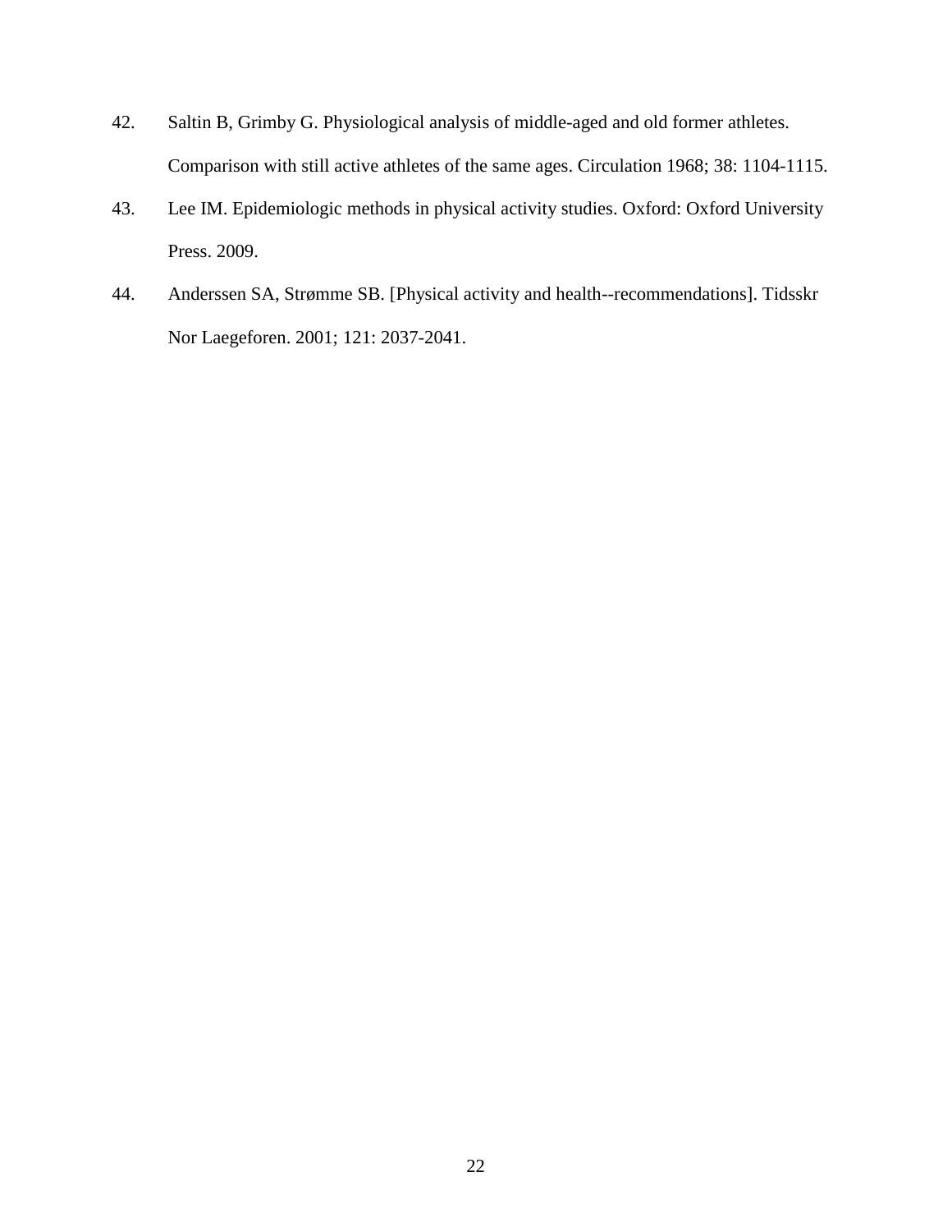42. Saltin B, Grimby G. Physiological analysis of middle-aged and old former athletes. Comparison with still active athletes of the same ages. Circulation 1968; 38: 1104-1115.
43. Lee IM. Epidemiologic methods in physical activity studies. Oxford: Oxford University Press. 2009.
44. Anderssen SA, Strømme SB. [Physical activity and health--recommendations]. Tidsskr Nor Laegeforen. 2001; 121: 2037-2041.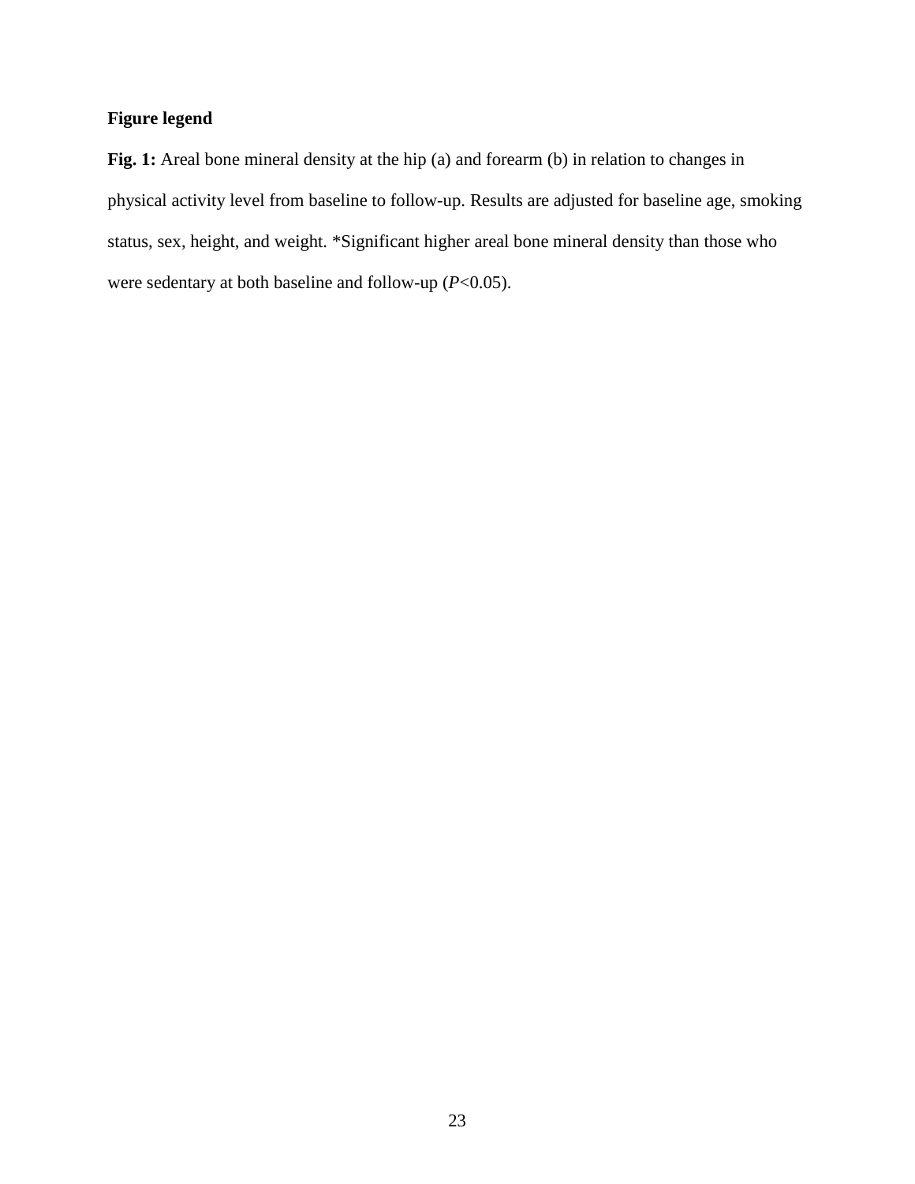**Figure legend**

**Fig. 1:** Areal bone mineral density at the hip (a) and forearm (b) in relation to changes in physical activity level from baseline to follow-up. Results are adjusted for baseline age, smoking status, sex, height, and weight. *Significant higher areal bone mineral density than those who were sedentary at both baseline and follow-up ($P$<0.05).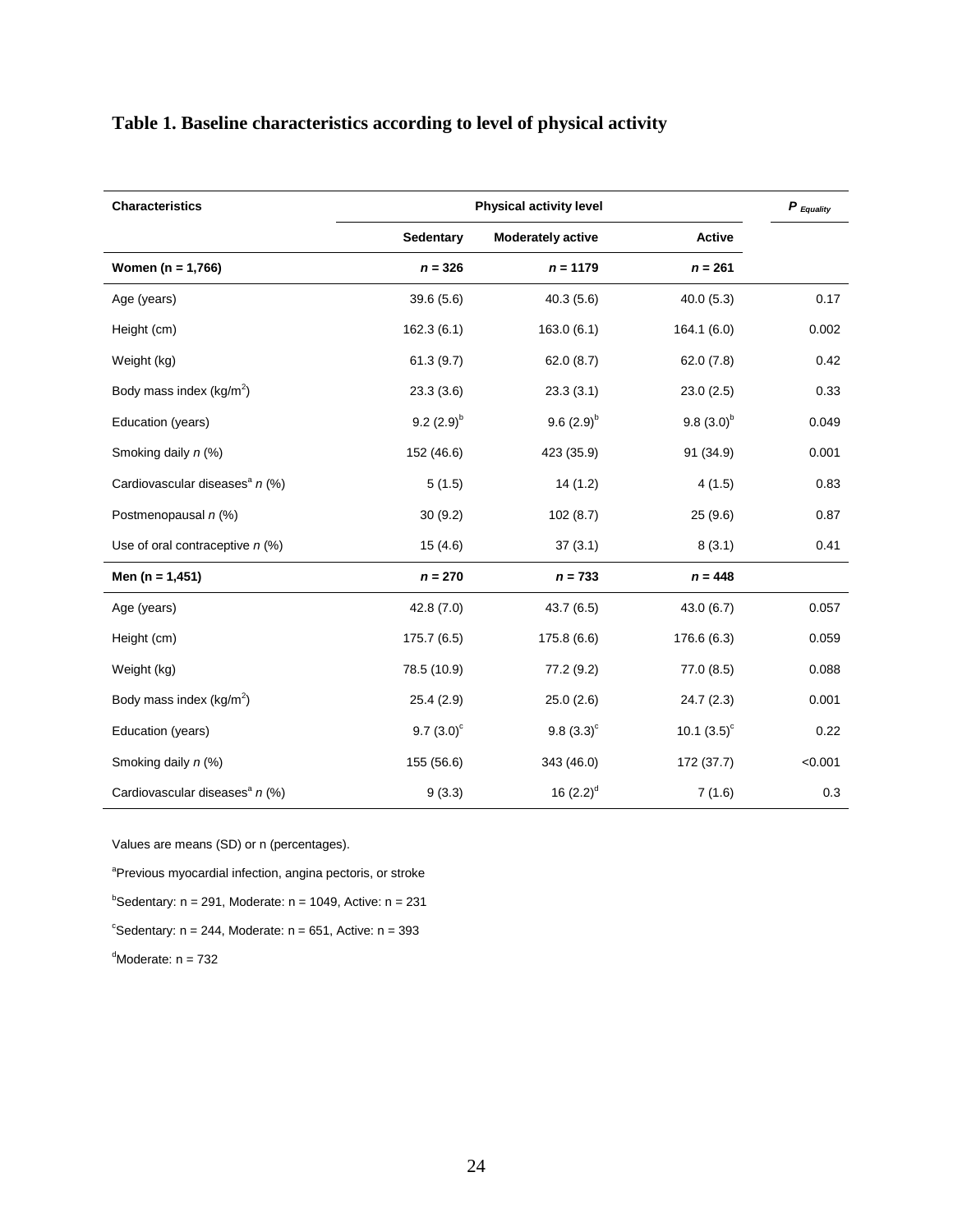**Table 1. Baseline characteristics according to level of physical activity**

| Characteristics | Physical activity level | | | $P_{Equality}$ |
|---|---|---|---|---|
| | Sedentary | Moderately active | Active | |
| **Women (n = 1,766)** | ***n* = 326** | ***n* = 1179** | ***n* = 261** | |
| Age (years) | 39.6 (5.6) | 40.3 (5.6) | 40.0 (5.3) | 0.17 |
| Height (cm) | 162.3 (6.1) | 163.0 (6.1) | 164.1 (6.0) | 0.002 |
| Weight (kg) | 61.3 (9.7) | 62.0 (8.7) | 62.0 (7.8) | 0.42 |
| Body mass index (kg/m$^2$) | 23.3 (3.6) | 23.3 (3.1) | 23.0 (2.5) | 0.33 |
| Education (years) | 9.2 (2.9)[b] | 9.6 (2.9)[b] | 9.8 (3.0)[b] | 0.049 |
| Smoking daily *n* (%) | 152 (46.6) | 423 (35.9) | 91 (34.9) | 0.001 |
| Cardiovascular diseases[a] *n* (%) | 5 (1.5) | 14 (1.2) | 4 (1.5) | 0.83 |
| Postmenopausal *n* (%) | 30 (9.2) | 102 (8.7) | 25 (9.6) | 0.87 |
| Use of oral contraceptive *n* (%) | 15 (4.6) | 37 (3.1) | 8 (3.1) | 0.41 |
| **Men (n = 1,451)** | ***n* = 270** | ***n* = 733** | ***n* = 448** | |
| Age (years) | 42.8 (7.0) | 43.7 (6.5) | 43.0 (6.7) | 0.057 |
| Height (cm) | 175.7 (6.5) | 175.8 (6.6) | 176.6 (6.3) | 0.059 |
| Weight (kg) | 78.5 (10.9) | 77.2 (9.2) | 77.0 (8.5) | 0.088 |
| Body mass index (kg/m$^2$) | 25.4 (2.9) | 25.0 (2.6) | 24.7 (2.3) | 0.001 |
| Education (years) | 9.7 (3.0)[c] | 9.8 (3.3)[c] | 10.1 (3.5)[c] | 0.22 |
| Smoking daily *n* (%) | 155 (56.6) | 343 (46.0) | 172 (37.7) | <0.001 |
| Cardiovascular diseases[a] *n* (%) | 9 (3.3) | 16 (2.2)[d] | 7 (1.6) | 0.3 |

Values are means (SD) or n (percentages).

[a]Previous myocardial infection, angina pectoris, or stroke

[b]Sedentary: n = 291, Moderate: n = 1049, Active: n = 231

[c]Sedentary: n = 244, Moderate: n = 651, Active: n = 393

[d]Moderate: n = 732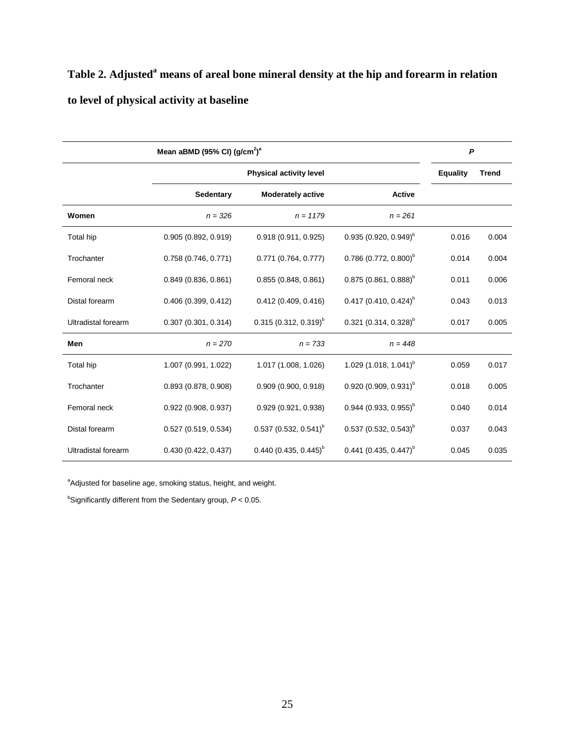## Table 2. Adjusted[a] means of areal bone mineral density at the hip and forearm in relation to level of physical activity at baseline

| | Mean aBMD (95% CI) ($g/cm^2$)[a] | | | *P* | |
|---|---|---|---|---|---|
| | Physical activity level | | | Equality | Trend |
| | Sedentary | Moderately active | Active | | |
| **Women** | *n = 326* | *n = 1179* | *n = 261* | | |
| Total hip | 0.905 (0.892, 0.919) | 0.918 (0.911, 0.925) | 0.935 (0.920, 0.949)[b] | 0.016 | 0.004 |
| Trochanter | 0.758 (0.746, 0.771) | 0.771 (0.764, 0.777) | 0.786 (0.772, 0.800)[b] | 0.014 | 0.004 |
| Femoral neck | 0.849 (0.836, 0.861) | 0.855 (0.848, 0.861) | 0.875 (0.861, 0.888)[b] | 0.011 | 0.006 |
| Distal forearm | 0.406 (0.399, 0.412) | 0.412 (0.409, 0.416) | 0.417 (0.410, 0.424)[b] | 0.043 | 0.013 |
| Ultradistal forearm | 0.307 (0.301, 0.314) | 0.315 (0.312, 0.319)[b] | 0.321 (0.314, 0.328)[b] | 0.017 | 0.005 |
| **Men** | *n = 270* | *n = 733* | *n = 448* | | |
| Total hip | 1.007 (0.991, 1.022) | 1.017 (1.008, 1.026) | 1.029 (1.018, 1.041)[b] | 0.059 | 0.017 |
| Trochanter | 0.893 (0.878, 0.908) | 0.909 (0.900, 0.918) | 0.920 (0.909, 0.931)[b] | 0.018 | 0.005 |
| Femoral neck | 0.922 (0.908, 0.937) | 0.929 (0.921, 0.938) | 0.944 (0.933, 0.955)[b] | 0.040 | 0.014 |
| Distal forearm | 0.527 (0.519, 0.534) | 0.537 (0.532, 0.541)[b] | 0.537 (0.532, 0.543)[b] | 0.037 | 0.043 |
| Ultradistal forearm | 0.430 (0.422, 0.437) | 0.440 (0.435, 0.445)[b] | 0.441 (0.435, 0.447)[b] | 0.045 | 0.035 |

[a]Adjusted for baseline age, smoking status, height, and weight.

[b]Significantly different from the Sedentary group, $P < 0.05$.